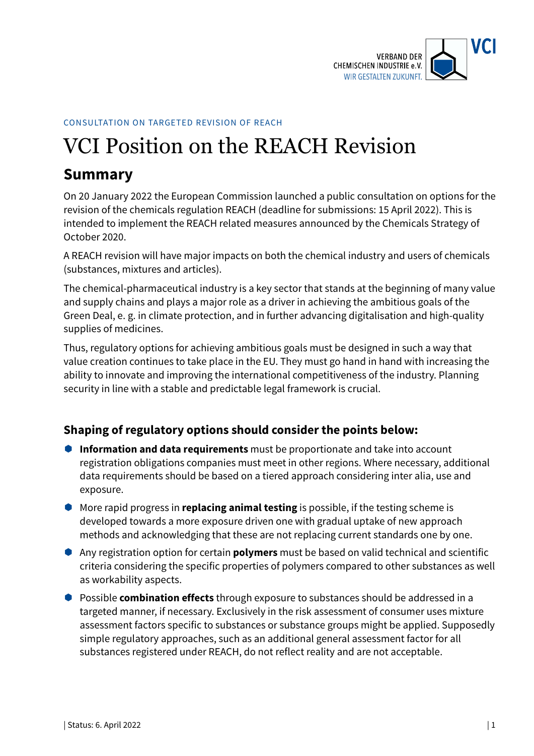CONSULTATION ON TARGETED REVISION OF REACH

# VCI Position on the REACH Revision

## Summary

On 20 January 2022 the European Commission launched a public consultation on options for the revision of the chemicals regulation REACH (deadline for submissions: 15 April 2022). This is intended to implement the REACH related measures announced by the Chemicals Strategy of October 2020.

A REACH revision will have major impacts on both the chemical industry and users of chemicals (substances, mixtures and articles).

The chemical-pharmaceutical industry is a key sector that stands at the beginning of many value and supply chains and plays a major role as a driver in achieving the ambitious goals of the Green Deal, e. g. in climate protection, and in further advancing digitalisation and high-quality supplies of medicines.

Thus, regulatory options for achieving ambitious goals must be designed in such a way that value creation continues to take place in the EU. They must go hand in hand with increasing the ability to innovate and improving the international competitiveness of the industry. Planning security in line with a stable and predictable legal framework is crucial.

### Shaping of regulatory options should consider the points below:

- **Information and data requirements** must be proportionate and take into account registration obligations companies must meet in other regions. Where necessary, additional data requirements should be based on a tiered approach considering inter alia, use and exposure.
- More rapid progress in **replacing animal testing** is possible, if the testing scheme is developed towards a more exposure driven one with gradual uptake of new approach methods and acknowledging that these are not replacing current standards one by one.
- Any registration option for certain **polymers** must be based on valid technical and scientific criteria considering the specific properties of polymers compared to other substances as well as workability aspects.
- Possible **combination effects** through exposure to substances should be addressed in a targeted manner, if necessary. Exclusively in the risk assessment of consumer uses mixture assessment factors specific to substances or substance groups might be applied. Supposedly simple regulatory approaches, such as an additional general assessment factor for all substances registered under REACH, do not reflect reality and are not acceptable.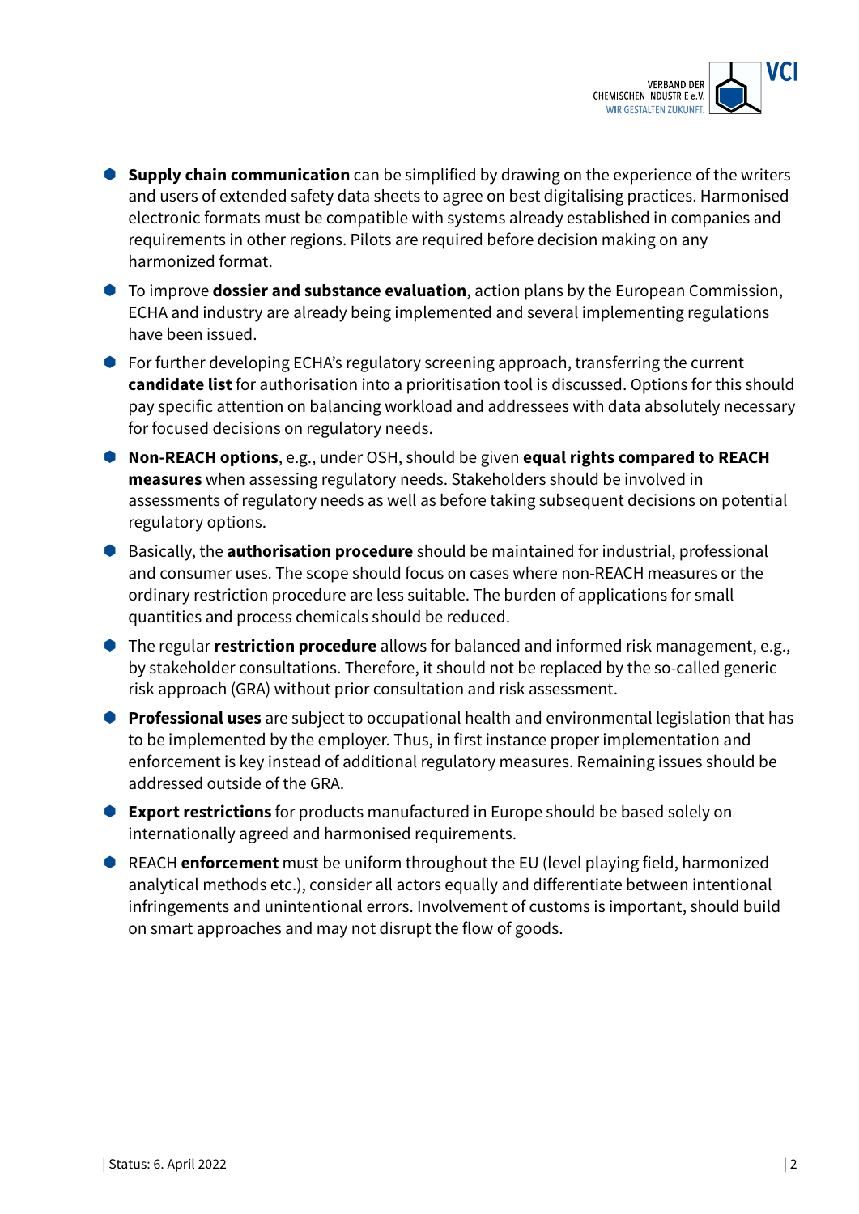- **Supply chain communication** can be simplified by drawing on the experience of the writers and users of extended safety data sheets to agree on best digitalising practices. Harmonised electronic formats must be compatible with systems already established in companies and requirements in other regions. Pilots are required before decision making on any harmonized format.
- To improve **dossier and substance evaluation**, action plans by the European Commission, ECHA and industry are already being implemented and several implementing regulations have been issued.
- For further developing ECHA's regulatory screening approach, transferring the current **candidate list** for authorisation into a prioritisation tool is discussed. Options for this should pay specific attention on balancing workload and addressees with data absolutely necessary for focused decisions on regulatory needs.
- **Non-REACH options**, e.g., under OSH, should be given **equal rights compared to REACH measures** when assessing regulatory needs. Stakeholders should be involved in assessments of regulatory needs as well as before taking subsequent decisions on potential regulatory options.
- Basically, the **authorisation procedure** should be maintained for industrial, professional and consumer uses. The scope should focus on cases where non-REACH measures or the ordinary restriction procedure are less suitable. The burden of applications for small quantities and process chemicals should be reduced.
- The regular **restriction procedure** allows for balanced and informed risk management, e.g., by stakeholder consultations. Therefore, it should not be replaced by the so-called generic risk approach (GRA) without prior consultation and risk assessment.
- **Professional uses** are subject to occupational health and environmental legislation that has to be implemented by the employer. Thus, in first instance proper implementation and enforcement is key instead of additional regulatory measures. Remaining issues should be addressed outside of the GRA.
- **Export restrictions** for products manufactured in Europe should be based solely on internationally agreed and harmonised requirements.
- REACH **enforcement** must be uniform throughout the EU (level playing field, harmonized analytical methods etc.), consider all actors equally and differentiate between intentional infringements and unintentional errors. Involvement of customs is important, should build on smart approaches and may not disrupt the flow of goods.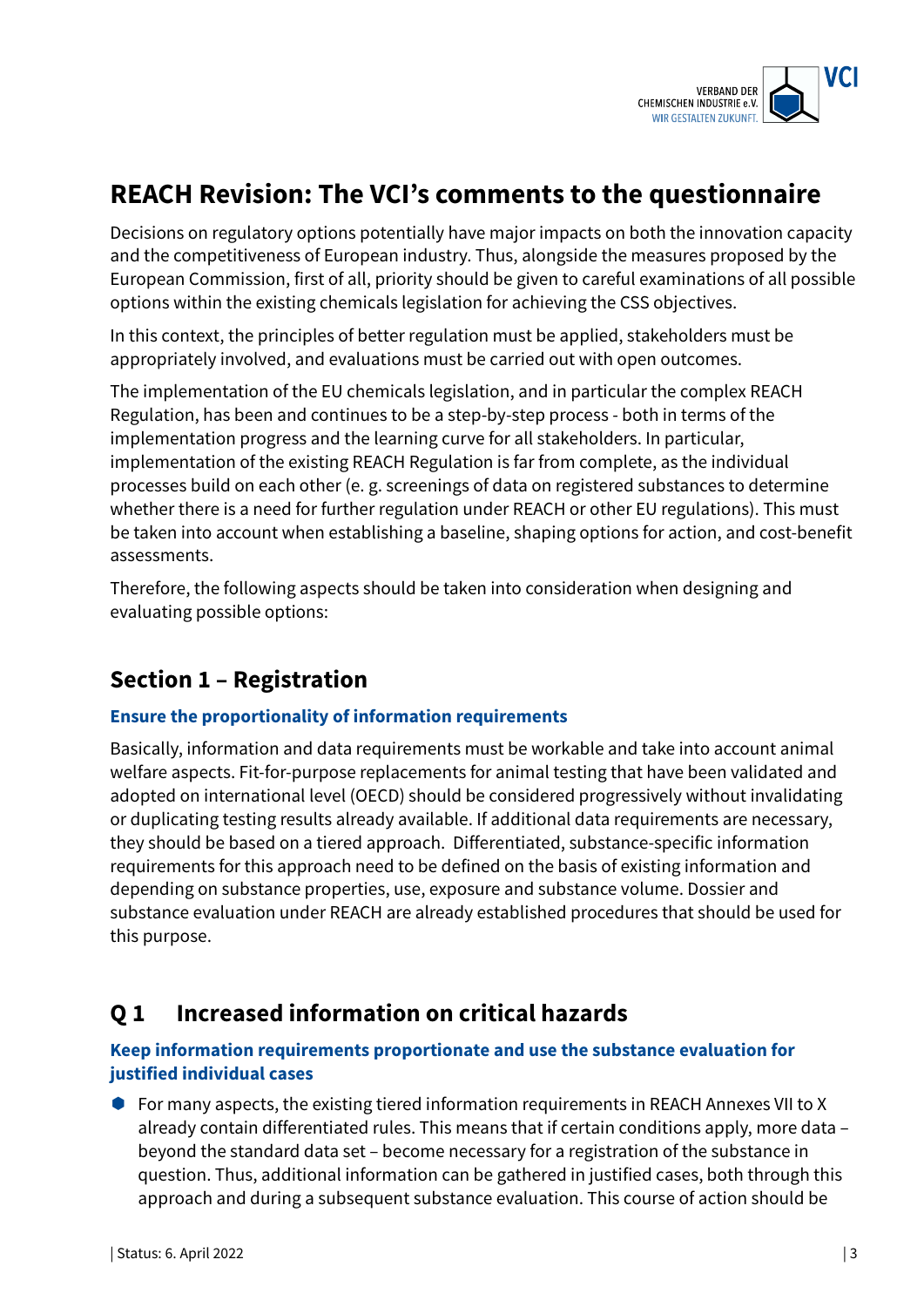# REACH Revision: The VCI's comments to the questionnaire

Decisions on regulatory options potentially have major impacts on both the innovation capacity and the competitiveness of European industry. Thus, alongside the measures proposed by the European Commission, first of all, priority should be given to careful examinations of all possible options within the existing chemicals legislation for achieving the CSS objectives.

In this context, the principles of better regulation must be applied, stakeholders must be appropriately involved, and evaluations must be carried out with open outcomes.

The implementation of the EU chemicals legislation, and in particular the complex REACH Regulation, has been and continues to be a step-by-step process - both in terms of the implementation progress and the learning curve for all stakeholders. In particular, implementation of the existing REACH Regulation is far from complete, as the individual processes build on each other (e. g. screenings of data on registered substances to determine whether there is a need for further regulation under REACH or other EU regulations). This must be taken into account when establishing a baseline, shaping options for action, and cost-benefit assessments.

Therefore, the following aspects should be taken into consideration when designing and evaluating possible options:

## Section 1 – Registration

### Ensure the proportionality of information requirements

Basically, information and data requirements must be workable and take into account animal welfare aspects. Fit-for-purpose replacements for animal testing that have been validated and adopted on international level (OECD) should be considered progressively without invalidating or duplicating testing results already available. If additional data requirements are necessary, they should be based on a tiered approach. Differentiated, substance-specific information requirements for this approach need to be defined on the basis of existing information and depending on substance properties, use, exposure and substance volume. Dossier and substance evaluation under REACH are already established procedures that should be used for this purpose.

## Q 1 Increased information on critical hazards

### Keep information requirements proportionate and use the substance evaluation for justified individual cases

- For many aspects, the existing tiered information requirements in REACH Annexes VII to X already contain differentiated rules. This means that if certain conditions apply, more data – beyond the standard data set – become necessary for a registration of the substance in question. Thus, additional information can be gathered in justified cases, both through this approach and during a subsequent substance evaluation. This course of action should be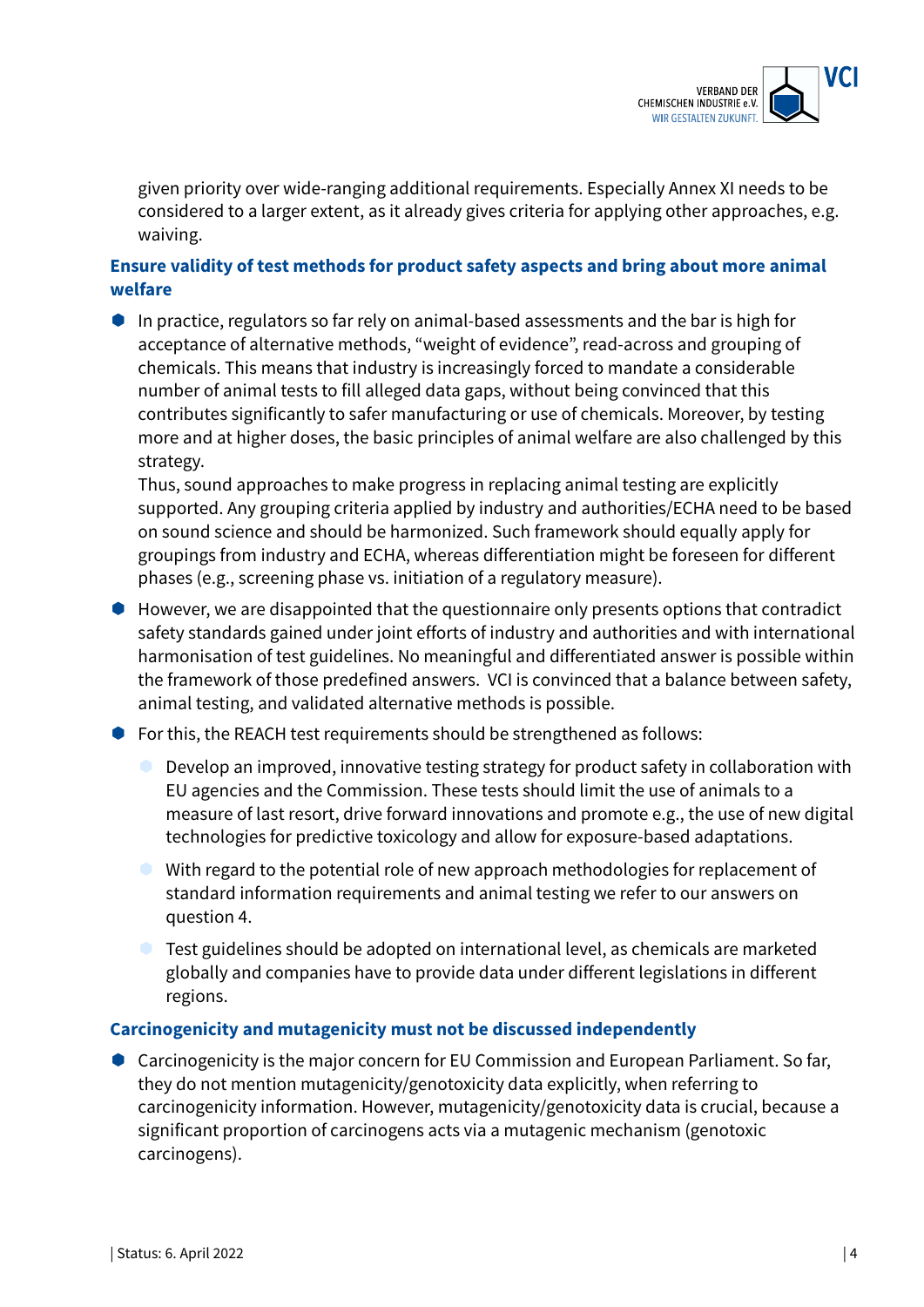given priority over wide-ranging additional requirements. Especially Annex XI needs to be considered to a larger extent, as it already gives criteria for applying other approaches, e.g. waiving.

### Ensure validity of test methods for product safety aspects and bring about more animal welfare

- In practice, regulators so far rely on animal-based assessments and the bar is high for acceptance of alternative methods, "weight of evidence", read-across and grouping of chemicals. This means that industry is increasingly forced to mandate a considerable number of animal tests to fill alleged data gaps, without being convinced that this contributes significantly to safer manufacturing or use of chemicals. Moreover, by testing more and at higher doses, the basic principles of animal welfare are also challenged by this strategy.
  Thus, sound approaches to make progress in replacing animal testing are explicitly supported. Any grouping criteria applied by industry and authorities/ECHA need to be based on sound science and should be harmonized. Such framework should equally apply for groupings from industry and ECHA, whereas differentiation might be foreseen for different phases (e.g., screening phase vs. initiation of a regulatory measure).
- However, we are disappointed that the questionnaire only presents options that contradict safety standards gained under joint efforts of industry and authorities and with international harmonisation of test guidelines. No meaningful and differentiated answer is possible within the framework of those predefined answers. VCI is convinced that a balance between safety, animal testing, and validated alternative methods is possible.
- For this, the REACH test requirements should be strengthened as follows:
  - Develop an improved, innovative testing strategy for product safety in collaboration with EU agencies and the Commission. These tests should limit the use of animals to a measure of last resort, drive forward innovations and promote e.g., the use of new digital technologies for predictive toxicology and allow for exposure-based adaptations.
  - With regard to the potential role of new approach methodologies for replacement of standard information requirements and animal testing we refer to our answers on question 4.
  - Test guidelines should be adopted on international level, as chemicals are marketed globally and companies have to provide data under different legislations in different regions.

### Carcinogenicity and mutagenicity must not be discussed independently

- Carcinogenicity is the major concern for EU Commission and European Parliament. So far, they do not mention mutagenicity/genotoxicity data explicitly, when referring to carcinogenicity information. However, mutagenicity/genotoxicity data is crucial, because a significant proportion of carcinogens acts via a mutagenic mechanism (genotoxic carcinogens).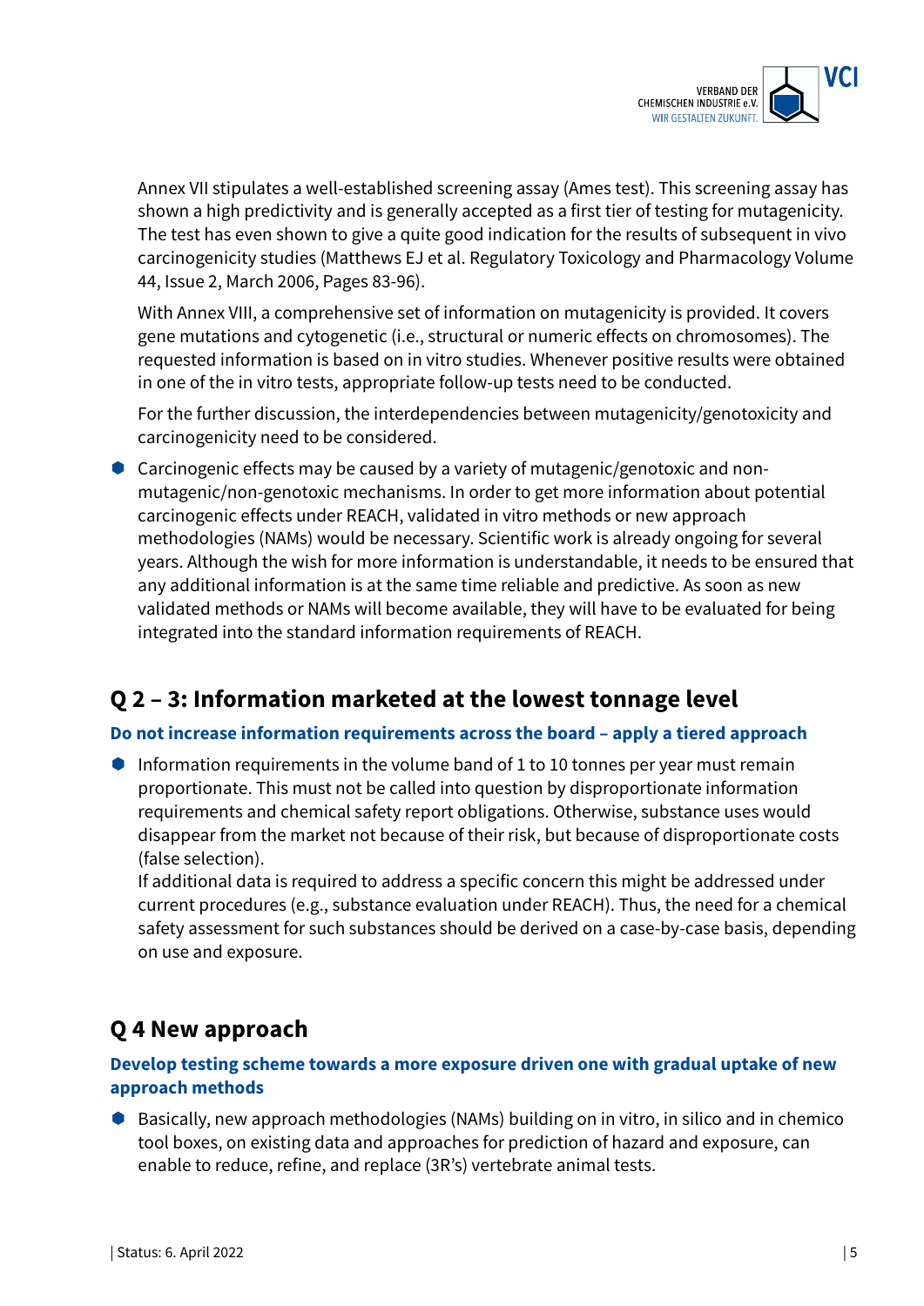Annex VII stipulates a well-established screening assay (Ames test). This screening assay has shown a high predictivity and is generally accepted as a first tier of testing for mutagenicity. The test has even shown to give a quite good indication for the results of subsequent in vivo carcinogenicity studies (Matthews EJ et al. Regulatory Toxicology and Pharmacology Volume 44, Issue 2, March 2006, Pages 83-96).

With Annex VIII, a comprehensive set of information on mutagenicity is provided. It covers gene mutations and cytogenetic (i.e., structural or numeric effects on chromosomes). The requested information is based on in vitro studies. Whenever positive results were obtained in one of the in vitro tests, appropriate follow-up tests need to be conducted.

For the further discussion, the interdependencies between mutagenicity/genotoxicity and carcinogenicity need to be considered.

- Carcinogenic effects may be caused by a variety of mutagenic/genotoxic and non-mutagenic/non-genotoxic mechanisms. In order to get more information about potential carcinogenic effects under REACH, validated in vitro methods or new approach methodologies (NAMs) would be necessary. Scientific work is already ongoing for several years. Although the wish for more information is understandable, it needs to be ensured that any additional information is at the same time reliable and predictive. As soon as new validated methods or NAMs will become available, they will have to be evaluated for being integrated into the standard information requirements of REACH.

## Q 2 – 3: Information marketed at the lowest tonnage level

**Do not increase information requirements across the board – apply a tiered approach**

- Information requirements in the volume band of 1 to 10 tonnes per year must remain proportionate. This must not be called into question by disproportionate information requirements and chemical safety report obligations. Otherwise, substance uses would disappear from the market not because of their risk, but because of disproportionate costs (false selection).
  If additional data is required to address a specific concern this might be addressed under current procedures (e.g., substance evaluation under REACH). Thus, the need for a chemical safety assessment for such substances should be derived on a case-by-case basis, depending on use and exposure.

## Q 4 New approach

**Develop testing scheme towards a more exposure driven one with gradual uptake of new approach methods**

- Basically, new approach methodologies (NAMs) building on in vitro, in silico and in chemico tool boxes, on existing data and approaches for prediction of hazard and exposure, can enable to reduce, refine, and replace (3R's) vertebrate animal tests.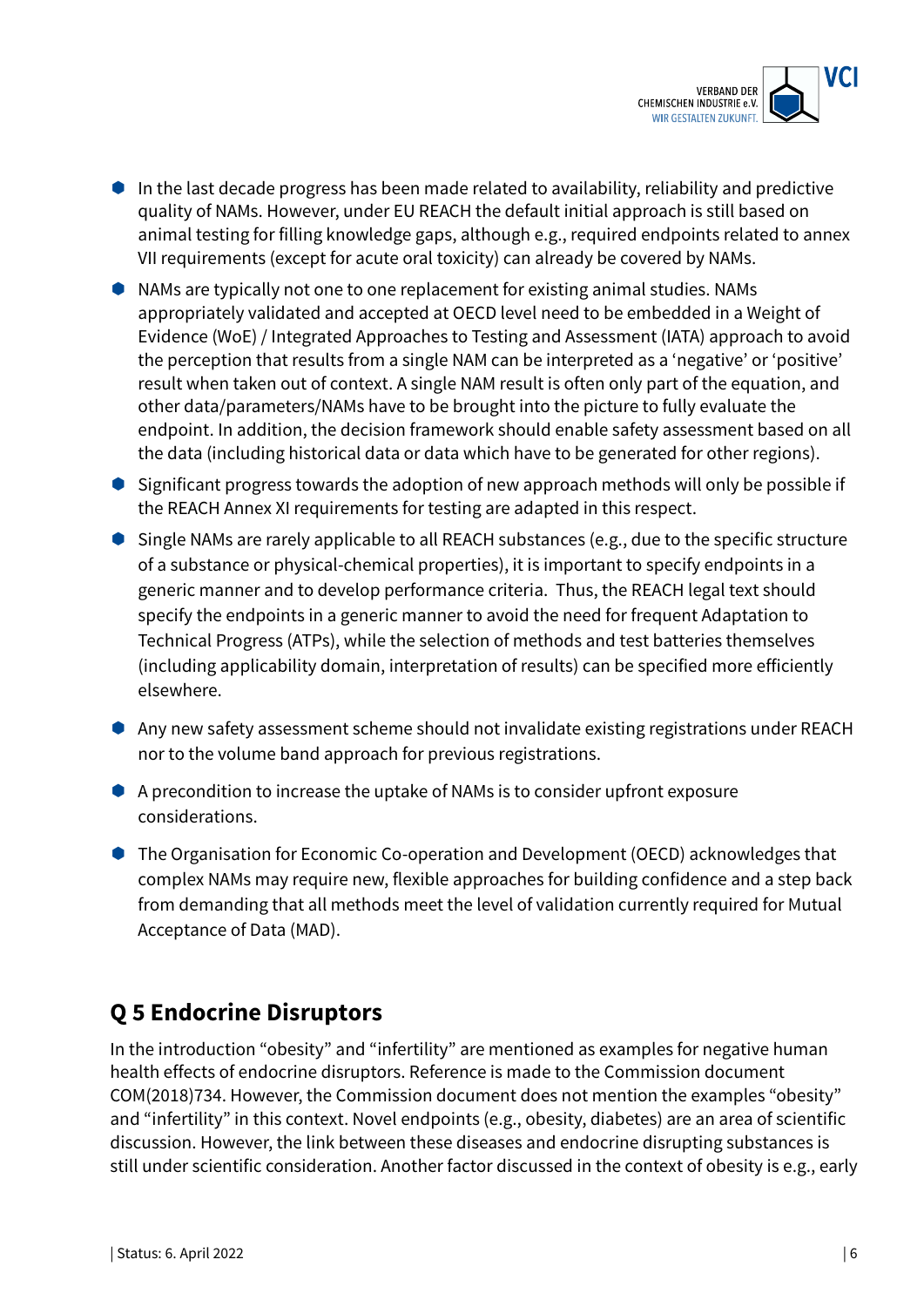- In the last decade progress has been made related to availability, reliability and predictive quality of NAMs. However, under EU REACH the default initial approach is still based on animal testing for filling knowledge gaps, although e.g., required endpoints related to annex VII requirements (except for acute oral toxicity) can already be covered by NAMs.
- NAMs are typically not one to one replacement for existing animal studies. NAMs appropriately validated and accepted at OECD level need to be embedded in a Weight of Evidence (WoE) / Integrated Approaches to Testing and Assessment (IATA) approach to avoid the perception that results from a single NAM can be interpreted as a 'negative' or 'positive' result when taken out of context. A single NAM result is often only part of the equation, and other data/parameters/NAMs have to be brought into the picture to fully evaluate the endpoint. In addition, the decision framework should enable safety assessment based on all the data (including historical data or data which have to be generated for other regions).
- Significant progress towards the adoption of new approach methods will only be possible if the REACH Annex XI requirements for testing are adapted in this respect.
- Single NAMs are rarely applicable to all REACH substances (e.g., due to the specific structure of a substance or physical-chemical properties), it is important to specify endpoints in a generic manner and to develop performance criteria. Thus, the REACH legal text should specify the endpoints in a generic manner to avoid the need for frequent Adaptation to Technical Progress (ATPs), while the selection of methods and test batteries themselves (including applicability domain, interpretation of results) can be specified more efficiently elsewhere.
- Any new safety assessment scheme should not invalidate existing registrations under REACH nor to the volume band approach for previous registrations.
- A precondition to increase the uptake of NAMs is to consider upfront exposure considerations.
- The Organisation for Economic Co-operation and Development (OECD) acknowledges that complex NAMs may require new, flexible approaches for building confidence and a step back from demanding that all methods meet the level of validation currently required for Mutual Acceptance of Data (MAD).

## Q 5 Endocrine Disruptors

In the introduction "obesity" and "infertility" are mentioned as examples for negative human health effects of endocrine disruptors. Reference is made to the Commission document COM(2018)734. However, the Commission document does not mention the examples "obesity" and "infertility" in this context. Novel endpoints (e.g., obesity, diabetes) are an area of scientific discussion. However, the link between these diseases and endocrine disrupting substances is still under scientific consideration. Another factor discussed in the context of obesity is e.g., early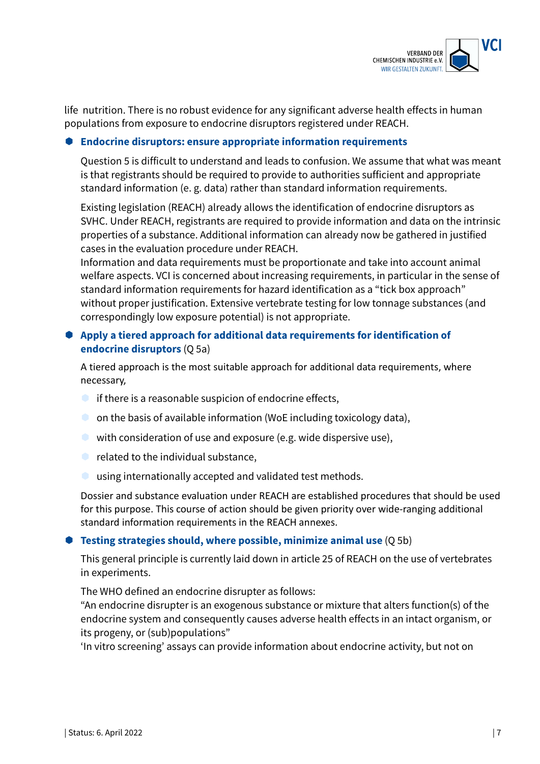life nutrition. There is no robust evidence for any significant adverse health effects in human populations from exposure to endocrine disruptors registered under REACH.

- **Endocrine disruptors: ensure appropriate information requirements**

  Question 5 is difficult to understand and leads to confusion. We assume that what was meant is that registrants should be required to provide to authorities sufficient and appropriate standard information (e. g. data) rather than standard information requirements.

  Existing legislation (REACH) already allows the identification of endocrine disruptors as SVHC. Under REACH, registrants are required to provide information and data on the intrinsic properties of a substance. Additional information can already now be gathered in justified cases in the evaluation procedure under REACH.
  Information and data requirements must be proportionate and take into account animal welfare aspects. VCI is concerned about increasing requirements, in particular in the sense of standard information requirements for hazard identification as a "tick box approach" without proper justification. Extensive vertebrate testing for low tonnage substances (and correspondingly low exposure potential) is not appropriate.

- **Apply a tiered approach for additional data requirements for identification of endocrine disruptors** (Q 5a)

  A tiered approach is the most suitable approach for additional data requirements, where necessary,

  - if there is a reasonable suspicion of endocrine effects,
  - on the basis of available information (WoE including toxicology data),
  - with consideration of use and exposure (e.g. wide dispersive use),
  - related to the individual substance,
  - using internationally accepted and validated test methods.

  Dossier and substance evaluation under REACH are established procedures that should be used for this purpose. This course of action should be given priority over wide-ranging additional standard information requirements in the REACH annexes.

- **Testing strategies should, where possible, minimize animal use** (Q 5b)

  This general principle is currently laid down in article 25 of REACH on the use of vertebrates in experiments.

  The WHO defined an endocrine disrupter as follows:
  "An endocrine disrupter is an exogenous substance or mixture that alters function(s) of the endocrine system and consequently causes adverse health effects in an intact organism, or its progeny, or (sub)populations"
  'In vitro screening' assays can provide information about endocrine activity, but not on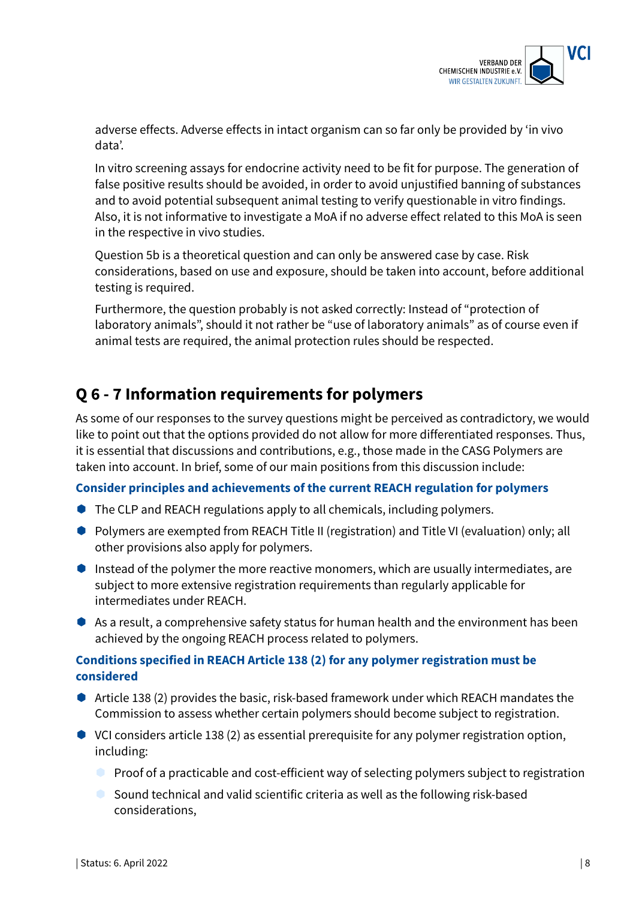adverse effects. Adverse effects in intact organism can so far only be provided by 'in vivo data'.

In vitro screening assays for endocrine activity need to be fit for purpose. The generation of false positive results should be avoided, in order to avoid unjustified banning of substances and to avoid potential subsequent animal testing to verify questionable in vitro findings. Also, it is not informative to investigate a MoA if no adverse effect related to this MoA is seen in the respective in vivo studies.

Question 5b is a theoretical question and can only be answered case by case. Risk considerations, based on use and exposure, should be taken into account, before additional testing is required.

Furthermore, the question probably is not asked correctly: Instead of "protection of laboratory animals", should it not rather be "use of laboratory animals" as of course even if animal tests are required, the animal protection rules should be respected.

## Q 6 - 7 Information requirements for polymers

As some of our responses to the survey questions might be perceived as contradictory, we would like to point out that the options provided do not allow for more differentiated responses. Thus, it is essential that discussions and contributions, e.g., those made in the CASG Polymers are taken into account. In brief, some of our main positions from this discussion include:

### Consider principles and achievements of the current REACH regulation for polymers

- The CLP and REACH regulations apply to all chemicals, including polymers.
- Polymers are exempted from REACH Title II (registration) and Title VI (evaluation) only; all other provisions also apply for polymers.
- Instead of the polymer the more reactive monomers, which are usually intermediates, are subject to more extensive registration requirements than regularly applicable for intermediates under REACH.
- As a result, a comprehensive safety status for human health and the environment has been achieved by the ongoing REACH process related to polymers.

### Conditions specified in REACH Article 138 (2) for any polymer registration must be considered

- Article 138 (2) provides the basic, risk-based framework under which REACH mandates the Commission to assess whether certain polymers should become subject to registration.
- VCI considers article 138 (2) as essential prerequisite for any polymer registration option, including:
  - Proof of a practicable and cost-efficient way of selecting polymers subject to registration
  - Sound technical and valid scientific criteria as well as the following risk-based considerations,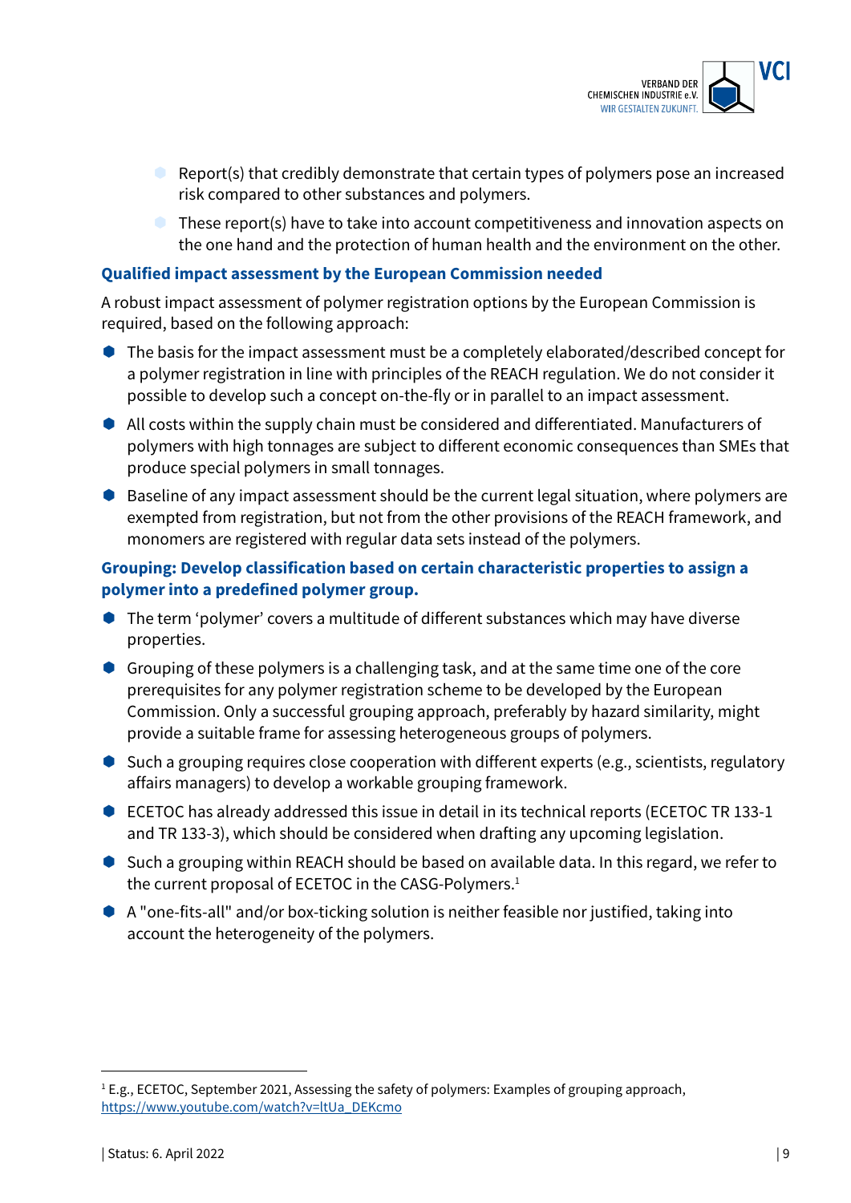- Report(s) that credibly demonstrate that certain types of polymers pose an increased risk compared to other substances and polymers.
- These report(s) have to take into account competitiveness and innovation aspects on the one hand and the protection of human health and the environment on the other.

**Qualified impact assessment by the European Commission needed**

A robust impact assessment of polymer registration options by the European Commission is required, based on the following approach:

- The basis for the impact assessment must be a completely elaborated/described concept for a polymer registration in line with principles of the REACH regulation. We do not consider it possible to develop such a concept on-the-fly or in parallel to an impact assessment.
- All costs within the supply chain must be considered and differentiated. Manufacturers of polymers with high tonnages are subject to different economic consequences than SMEs that produce special polymers in small tonnages.
- Baseline of any impact assessment should be the current legal situation, where polymers are exempted from registration, but not from the other provisions of the REACH framework, and monomers are registered with regular data sets instead of the polymers.

**Grouping: Develop classification based on certain characteristic properties to assign a polymer into a predefined polymer group.**

- The term 'polymer' covers a multitude of different substances which may have diverse properties.
- Grouping of these polymers is a challenging task, and at the same time one of the core prerequisites for any polymer registration scheme to be developed by the European Commission. Only a successful grouping approach, preferably by hazard similarity, might provide a suitable frame for assessing heterogeneous groups of polymers.
- Such a grouping requires close cooperation with different experts (e.g., scientists, regulatory affairs managers) to develop a workable grouping framework.
- ECETOC has already addressed this issue in detail in its technical reports (ECETOC TR 133-1 and TR 133-3), which should be considered when drafting any upcoming legislation.
- Such a grouping within REACH should be based on available data. In this regard, we refer to the current proposal of ECETOC in the CASG-Polymers.[1]
- A "one-fits-all" and/or box-ticking solution is neither feasible nor justified, taking into account the heterogeneity of the polymers.

---

[1] E.g., ECETOC, September 2021, Assessing the safety of polymers: Examples of grouping approach, https://www.youtube.com/watch?v=ltUa_DEKcmo

| Status: 6. April 2022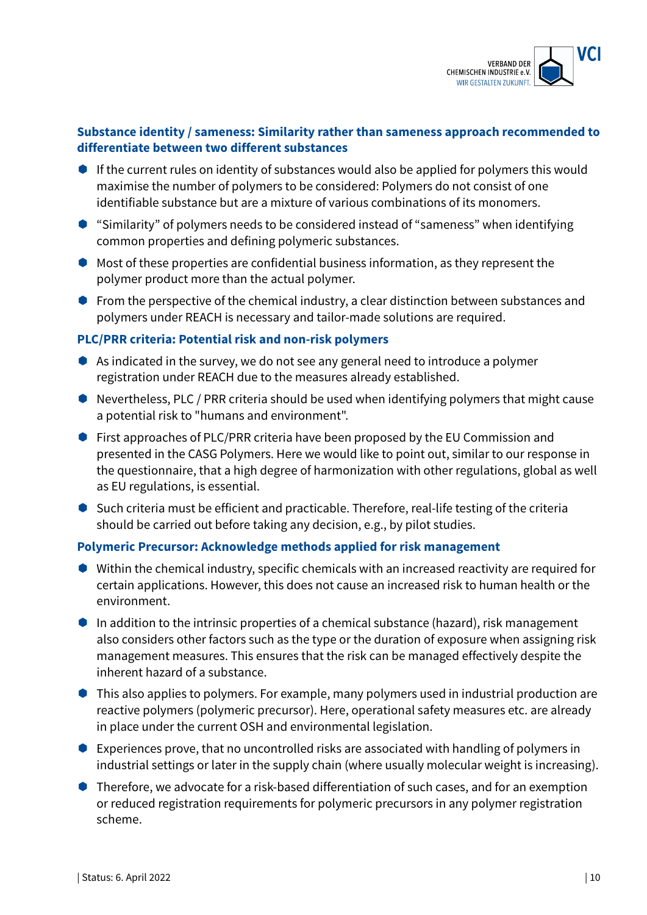### Substance identity / sameness: Similarity rather than sameness approach recommended to differentiate between two different substances

- If the current rules on identity of substances would also be applied for polymers this would maximise the number of polymers to be considered: Polymers do not consist of one identifiable substance but are a mixture of various combinations of its monomers.
- “Similarity” of polymers needs to be considered instead of “sameness” when identifying common properties and defining polymeric substances.
- Most of these properties are confidential business information, as they represent the polymer product more than the actual polymer.
- From the perspective of the chemical industry, a clear distinction between substances and polymers under REACH is necessary and tailor-made solutions are required.

### PLC/PRR criteria: Potential risk and non-risk polymers

- As indicated in the survey, we do not see any general need to introduce a polymer registration under REACH due to the measures already established.
- Nevertheless, PLC / PRR criteria should be used when identifying polymers that might cause a potential risk to "humans and environment".
- First approaches of PLC/PRR criteria have been proposed by the EU Commission and presented in the CASG Polymers. Here we would like to point out, similar to our response in the questionnaire, that a high degree of harmonization with other regulations, global as well as EU regulations, is essential.
- Such criteria must be efficient and practicable. Therefore, real-life testing of the criteria should be carried out before taking any decision, e.g., by pilot studies.

### Polymeric Precursor: Acknowledge methods applied for risk management

- Within the chemical industry, specific chemicals with an increased reactivity are required for certain applications. However, this does not cause an increased risk to human health or the environment.
- In addition to the intrinsic properties of a chemical substance (hazard), risk management also considers other factors such as the type or the duration of exposure when assigning risk management measures. This ensures that the risk can be managed effectively despite the inherent hazard of a substance.
- This also applies to polymers. For example, many polymers used in industrial production are reactive polymers (polymeric precursor). Here, operational safety measures etc. are already in place under the current OSH and environmental legislation.
- Experiences prove, that no uncontrolled risks are associated with handling of polymers in industrial settings or later in the supply chain (where usually molecular weight is increasing).
- Therefore, we advocate for a risk-based differentiation of such cases, and for an exemption or reduced registration requirements for polymeric precursors in any polymer registration scheme.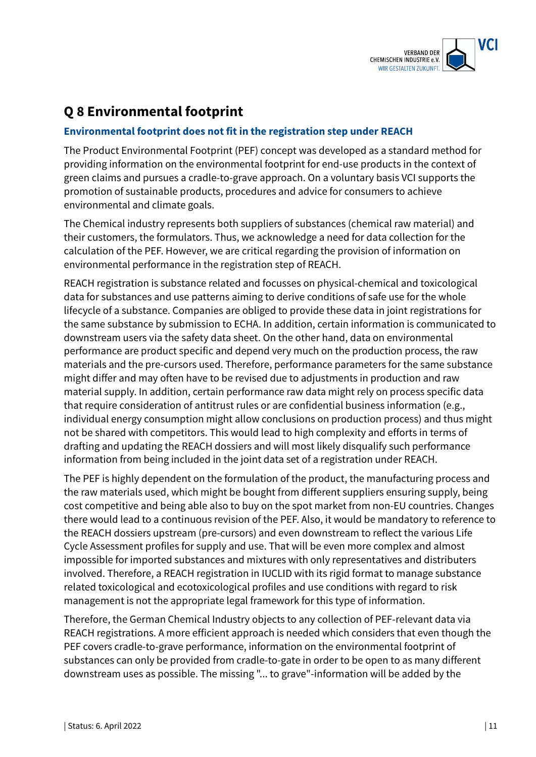## Q 8 Environmental footprint

### Environmental footprint does not fit in the registration step under REACH

The Product Environmental Footprint (PEF) concept was developed as a standard method for providing information on the environmental footprint for end-use products in the context of green claims and pursues a cradle-to-grave approach. On a voluntary basis VCI supports the promotion of sustainable products, procedures and advice for consumers to achieve environmental and climate goals.

The Chemical industry represents both suppliers of substances (chemical raw material) and their customers, the formulators. Thus, we acknowledge a need for data collection for the calculation of the PEF. However, we are critical regarding the provision of information on environmental performance in the registration step of REACH.

REACH registration is substance related and focusses on physical-chemical and toxicological data for substances and use patterns aiming to derive conditions of safe use for the whole lifecycle of a substance. Companies are obliged to provide these data in joint registrations for the same substance by submission to ECHA. In addition, certain information is communicated to downstream users via the safety data sheet. On the other hand, data on environmental performance are product specific and depend very much on the production process, the raw materials and the pre-cursors used. Therefore, performance parameters for the same substance might differ and may often have to be revised due to adjustments in production and raw material supply. In addition, certain performance raw data might rely on process specific data that require consideration of antitrust rules or are confidential business information (e.g., individual energy consumption might allow conclusions on production process) and thus might not be shared with competitors. This would lead to high complexity and efforts in terms of drafting and updating the REACH dossiers and will most likely disqualify such performance information from being included in the joint data set of a registration under REACH.

The PEF is highly dependent on the formulation of the product, the manufacturing process and the raw materials used, which might be bought from different suppliers ensuring supply, being cost competitive and being able also to buy on the spot market from non-EU countries. Changes there would lead to a continuous revision of the PEF. Also, it would be mandatory to reference to the REACH dossiers upstream (pre-cursors) and even downstream to reflect the various Life Cycle Assessment profiles for supply and use. That will be even more complex and almost impossible for imported substances and mixtures with only representatives and distributers involved. Therefore, a REACH registration in IUCLID with its rigid format to manage substance related toxicological and ecotoxicological profiles and use conditions with regard to risk management is not the appropriate legal framework for this type of information.

Therefore, the German Chemical Industry objects to any collection of PEF-relevant data via REACH registrations. A more efficient approach is needed which considers that even though the PEF covers cradle-to-grave performance, information on the environmental footprint of substances can only be provided from cradle-to-gate in order to be open to as many different downstream uses as possible. The missing "... to grave"-information will be added by the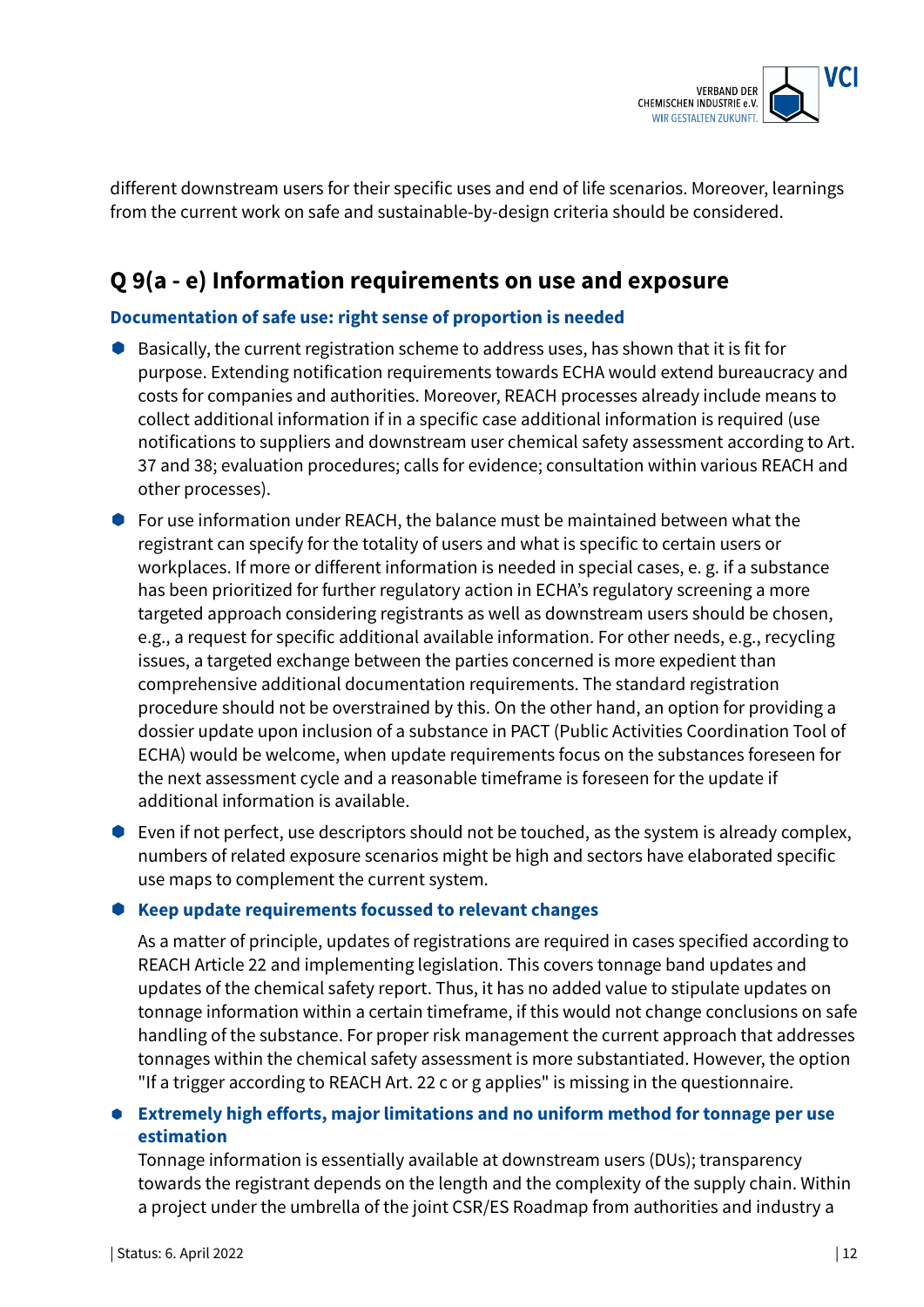different downstream users for their specific uses and end of life scenarios. Moreover, learnings from the current work on safe and sustainable-by-design criteria should be considered.

## Q 9(a - e) Information requirements on use and exposure

### Documentation of safe use: right sense of proportion is needed

- Basically, the current registration scheme to address uses, has shown that it is fit for purpose. Extending notification requirements towards ECHA would extend bureaucracy and costs for companies and authorities. Moreover, REACH processes already include means to collect additional information if in a specific case additional information is required (use notifications to suppliers and downstream user chemical safety assessment according to Art. 37 and 38; evaluation procedures; calls for evidence; consultation within various REACH and other processes).
- For use information under REACH, the balance must be maintained between what the registrant can specify for the totality of users and what is specific to certain users or workplaces. If more or different information is needed in special cases, e. g. if a substance has been prioritized for further regulatory action in ECHA's regulatory screening a more targeted approach considering registrants as well as downstream users should be chosen, e.g., a request for specific additional available information. For other needs, e.g., recycling issues, a targeted exchange between the parties concerned is more expedient than comprehensive additional documentation requirements. The standard registration procedure should not be overstrained by this. On the other hand, an option for providing a dossier update upon inclusion of a substance in PACT (Public Activities Coordination Tool of ECHA) would be welcome, when update requirements focus on the substances foreseen for the next assessment cycle and a reasonable timeframe is foreseen for the update if additional information is available.
- Even if not perfect, use descriptors should not be touched, as the system is already complex, numbers of related exposure scenarios might be high and sectors have elaborated specific use maps to complement the current system.
- **Keep update requirements focussed to relevant changes**

  As a matter of principle, updates of registrations are required in cases specified according to REACH Article 22 and implementing legislation. This covers tonnage band updates and updates of the chemical safety report. Thus, it has no added value to stipulate updates on tonnage information within a certain timeframe, if this would not change conclusions on safe handling of the substance. For proper risk management the current approach that addresses tonnages within the chemical safety assessment is more substantiated. However, the option "If a trigger according to REACH Art. 22 c or g applies" is missing in the questionnaire.
- **Extremely high efforts, major limitations and no uniform method for tonnage per use estimation**

  Tonnage information is essentially available at downstream users (DUs); transparency towards the registrant depends on the length and the complexity of the supply chain. Within a project under the umbrella of the joint CSR/ES Roadmap from authorities and industry a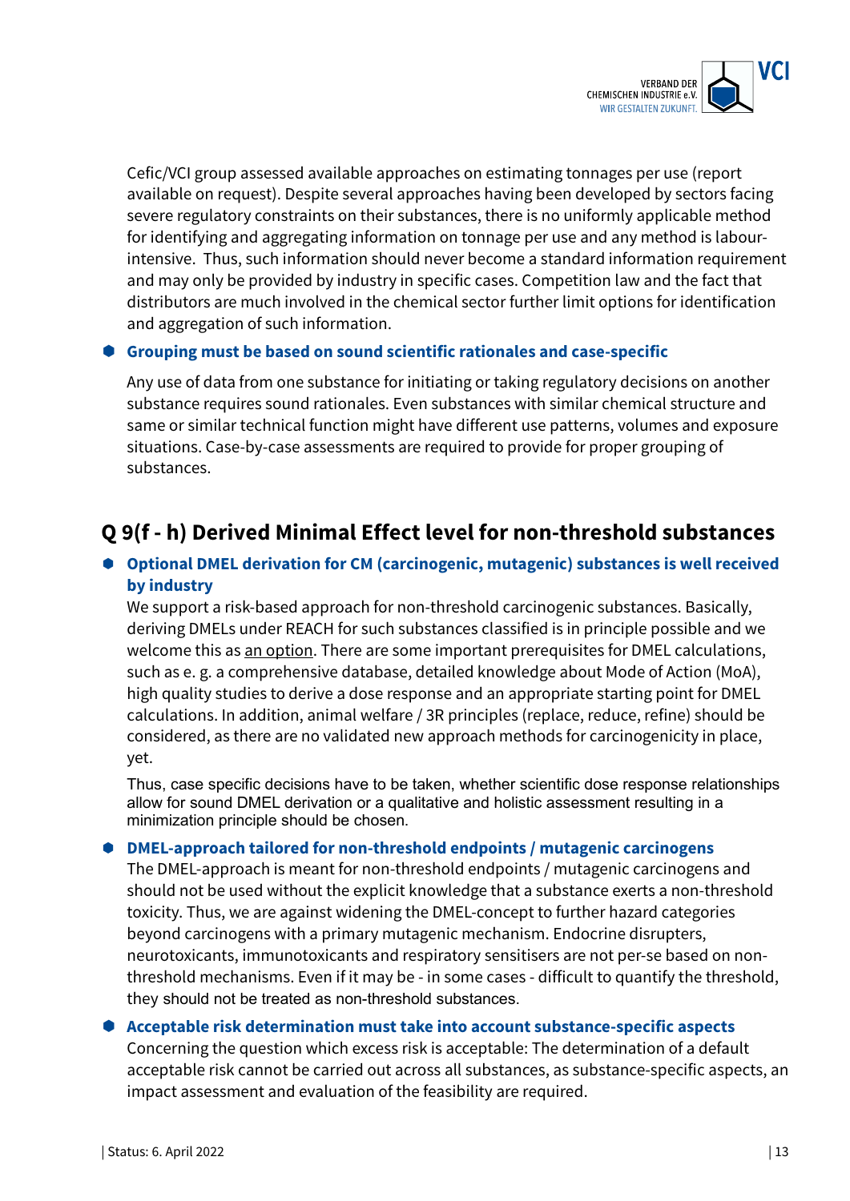Cefic/VCI group assessed available approaches on estimating tonnages per use (report available on request). Despite several approaches having been developed by sectors facing severe regulatory constraints on their substances, there is no uniformly applicable method for identifying and aggregating information on tonnage per use and any method is labour-intensive. Thus, such information should never become a standard information requirement and may only be provided by industry in specific cases. Competition law and the fact that distributors are much involved in the chemical sector further limit options for identification and aggregation of such information.

- **Grouping must be based on sound scientific rationales and case-specific**

  Any use of data from one substance for initiating or taking regulatory decisions on another substance requires sound rationales. Even substances with similar chemical structure and same or similar technical function might have different use patterns, volumes and exposure situations. Case-by-case assessments are required to provide for proper grouping of substances.

## Q 9(f - h) Derived Minimal Effect level for non-threshold substances

- **Optional DMEL derivation for CM (carcinogenic, mutagenic) substances is well received by industry**

  We support a risk-based approach for non-threshold carcinogenic substances. Basically, deriving DMELs under REACH for such substances classified is in principle possible and we welcome this as an option. There are some important prerequisites for DMEL calculations, such as e. g. a comprehensive database, detailed knowledge about Mode of Action (MoA), high quality studies to derive a dose response and an appropriate starting point for DMEL calculations. In addition, animal welfare / 3R principles (replace, reduce, refine) should be considered, as there are no validated new approach methods for carcinogenicity in place, yet.

  Thus, case specific decisions have to be taken, whether scientific dose response relationships allow for sound DMEL derivation or a qualitative and holistic assessment resulting in a minimization principle should be chosen.

- **DMEL-approach tailored for non-threshold endpoints / mutagenic carcinogens**

  The DMEL-approach is meant for non-threshold endpoints / mutagenic carcinogens and should not be used without the explicit knowledge that a substance exerts a non-threshold toxicity. Thus, we are against widening the DMEL-concept to further hazard categories beyond carcinogens with a primary mutagenic mechanism. Endocrine disrupters, neurotoxicants, immunotoxicants and respiratory sensitisers are not per-se based on non-threshold mechanisms. Even if it may be - in some cases - difficult to quantify the threshold, they should not be treated as non-threshold substances.

- **Acceptable risk determination must take into account substance-specific aspects**

  Concerning the question which excess risk is acceptable: The determination of a default acceptable risk cannot be carried out across all substances, as substance-specific aspects, an impact assessment and evaluation of the feasibility are required.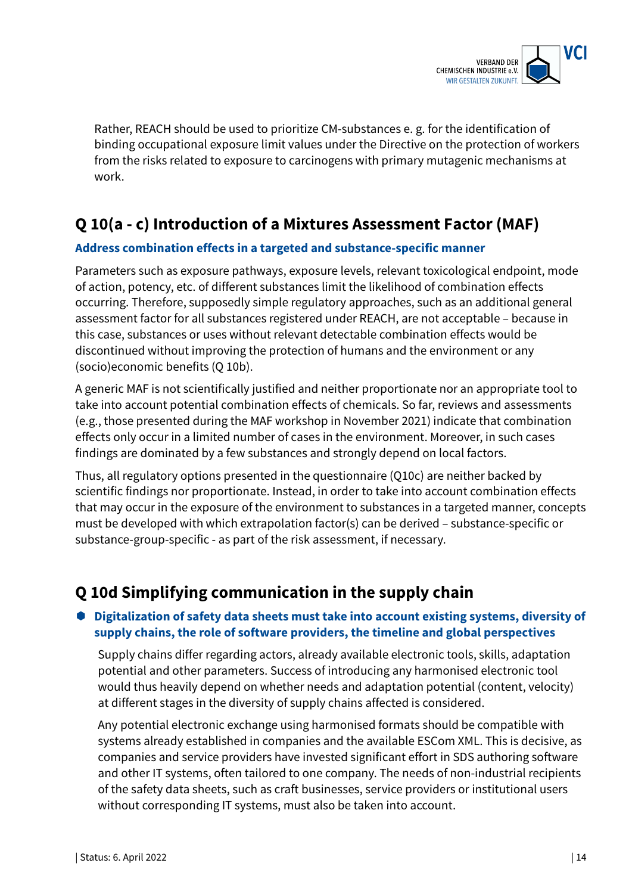Rather, REACH should be used to prioritize CM-substances e. g. for the identification of binding occupational exposure limit values under the Directive on the protection of workers from the risks related to exposure to carcinogens with primary mutagenic mechanisms at work.

## Q 10(a - c) Introduction of a Mixtures Assessment Factor (MAF)

**Address combination effects in a targeted and substance-specific manner**

Parameters such as exposure pathways, exposure levels, relevant toxicological endpoint, mode of action, potency, etc. of different substances limit the likelihood of combination effects occurring. Therefore, supposedly simple regulatory approaches, such as an additional general assessment factor for all substances registered under REACH, are not acceptable – because in this case, substances or uses without relevant detectable combination effects would be discontinued without improving the protection of humans and the environment or any (socio)economic benefits (Q 10b).

A generic MAF is not scientifically justified and neither proportionate nor an appropriate tool to take into account potential combination effects of chemicals. So far, reviews and assessments (e.g., those presented during the MAF workshop in November 2021) indicate that combination effects only occur in a limited number of cases in the environment. Moreover, in such cases findings are dominated by a few substances and strongly depend on local factors.

Thus, all regulatory options presented in the questionnaire (Q10c) are neither backed by scientific findings nor proportionate. Instead, in order to take into account combination effects that may occur in the exposure of the environment to substances in a targeted manner, concepts must be developed with which extrapolation factor(s) can be derived – substance-specific or substance-group-specific - as part of the risk assessment, if necessary.

## Q 10d Simplifying communication in the supply chain

- **Digitalization of safety data sheets must take into account existing systems, diversity of supply chains, the role of software providers, the timeline and global perspectives**

  Supply chains differ regarding actors, already available electronic tools, skills, adaptation potential and other parameters. Success of introducing any harmonised electronic tool would thus heavily depend on whether needs and adaptation potential (content, velocity) at different stages in the diversity of supply chains affected is considered.

  Any potential electronic exchange using harmonised formats should be compatible with systems already established in companies and the available ESCom XML. This is decisive, as companies and service providers have invested significant effort in SDS authoring software and other IT systems, often tailored to one company. The needs of non-industrial recipients of the safety data sheets, such as craft businesses, service providers or institutional users without corresponding IT systems, must also be taken into account.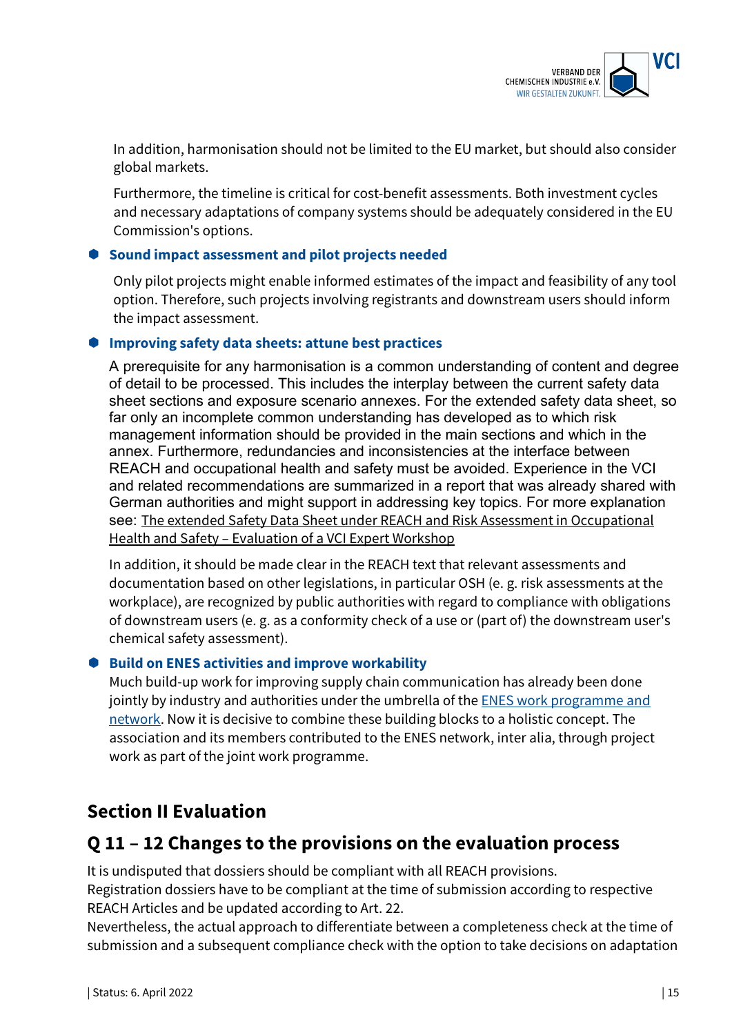In addition, harmonisation should not be limited to the EU market, but should also consider global markets.

Furthermore, the timeline is critical for cost-benefit assessments. Both investment cycles and necessary adaptations of company systems should be adequately considered in the EU Commission's options.

- **Sound impact assessment and pilot projects needed**

  Only pilot projects might enable informed estimates of the impact and feasibility of any tool option. Therefore, such projects involving registrants and downstream users should inform the impact assessment.

- **Improving safety data sheets: attune best practices**

  A prerequisite for any harmonisation is a common understanding of content and degree of detail to be processed. This includes the interplay between the current safety data sheet sections and exposure scenario annexes. For the extended safety data sheet, so far only an incomplete common understanding has developed as to which risk management information should be provided in the main sections and which in the annex. Furthermore, redundancies and inconsistencies at the interface between REACH and occupational health and safety must be avoided. Experience in the VCI and related recommendations are summarized in a report that was already shared with German authorities and might support in addressing key topics. For more explanation see: The extended Safety Data Sheet under REACH and Risk Assessment in Occupational Health and Safety – Evaluation of a VCI Expert Workshop

  In addition, it should be made clear in the REACH text that relevant assessments and documentation based on other legislations, in particular OSH (e. g. risk assessments at the workplace), are recognized by public authorities with regard to compliance with obligations of downstream users (e. g. as a conformity check of a use or (part of) the downstream user's chemical safety assessment).

- **Build on ENES activities and improve workability**

  Much build-up work for improving supply chain communication has already been done jointly by industry and authorities under the umbrella of the ENES work programme and network. Now it is decisive to combine these building blocks to a holistic concept. The association and its members contributed to the ENES network, inter alia, through project work as part of the joint work programme.

## Section II Evaluation

## Q 11 – 12 Changes to the provisions on the evaluation process

It is undisputed that dossiers should be compliant with all REACH provisions.
Registration dossiers have to be compliant at the time of submission according to respective REACH Articles and be updated according to Art. 22.
Nevertheless, the actual approach to differentiate between a completeness check at the time of submission and a subsequent compliance check with the option to take decisions on adaptation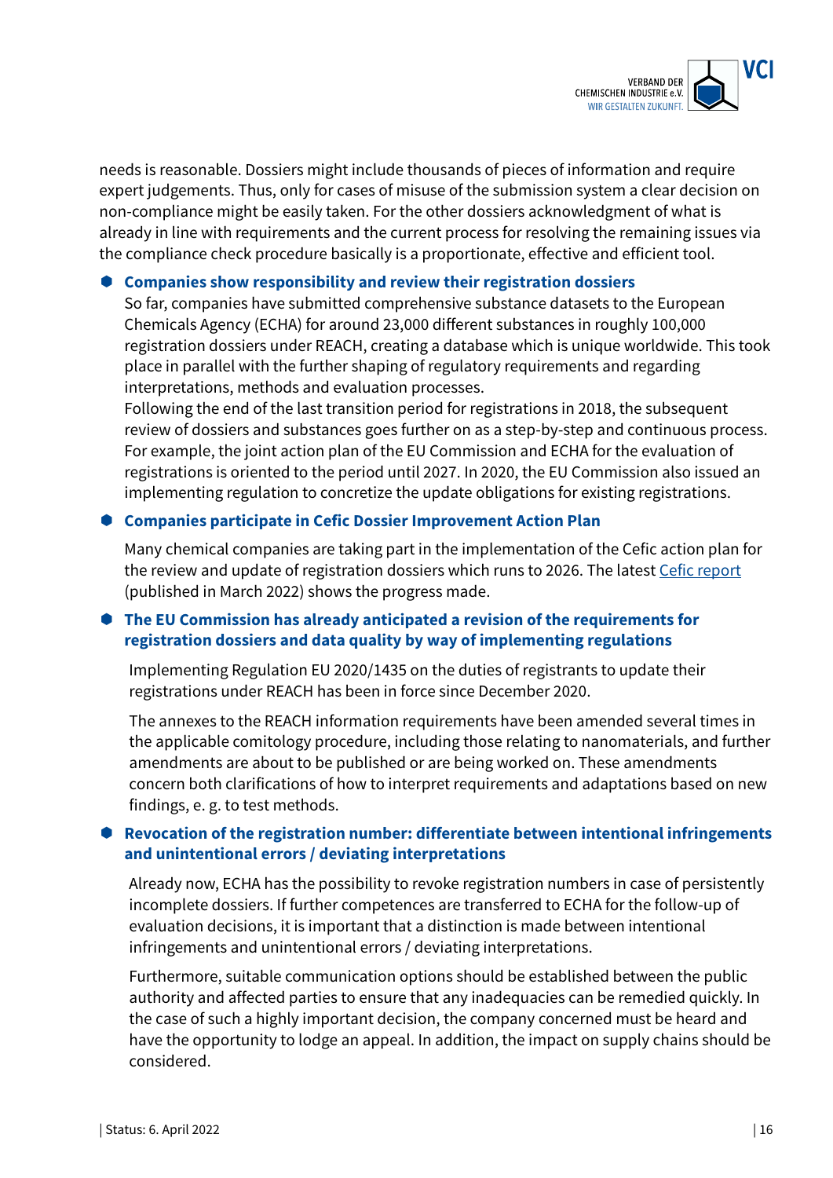needs is reasonable. Dossiers might include thousands of pieces of information and require expert judgements. Thus, only for cases of misuse of the submission system a clear decision on non-compliance might be easily taken. For the other dossiers acknowledgment of what is already in line with requirements and the current process for resolving the remaining issues via the compliance check procedure basically is a proportionate, effective and efficient tool.

- **Companies show responsibility and review their registration dossiers**

  So far, companies have submitted comprehensive substance datasets to the European Chemicals Agency (ECHA) for around 23,000 different substances in roughly 100,000 registration dossiers under REACH, creating a database which is unique worldwide. This took place in parallel with the further shaping of regulatory requirements and regarding interpretations, methods and evaluation processes.

  Following the end of the last transition period for registrations in 2018, the subsequent review of dossiers and substances goes further on as a step-by-step and continuous process. For example, the joint action plan of the EU Commission and ECHA for the evaluation of registrations is oriented to the period until 2027. In 2020, the EU Commission also issued an implementing regulation to concretize the update obligations for existing registrations.

- **Companies participate in Cefic Dossier Improvement Action Plan**

  Many chemical companies are taking part in the implementation of the Cefic action plan for the review and update of registration dossiers which runs to 2026. The latest Cefic report (published in March 2022) shows the progress made.

- **The EU Commission has already anticipated a revision of the requirements for registration dossiers and data quality by way of implementing regulations**

  Implementing Regulation EU 2020/1435 on the duties of registrants to update their registrations under REACH has been in force since December 2020.

  The annexes to the REACH information requirements have been amended several times in the applicable comitology procedure, including those relating to nanomaterials, and further amendments are about to be published or are being worked on. These amendments concern both clarifications of how to interpret requirements and adaptations based on new findings, e. g. to test methods.

- **Revocation of the registration number: differentiate between intentional infringements and unintentional errors / deviating interpretations**

  Already now, ECHA has the possibility to revoke registration numbers in case of persistently incomplete dossiers. If further competences are transferred to ECHA for the follow-up of evaluation decisions, it is important that a distinction is made between intentional infringements and unintentional errors / deviating interpretations.

  Furthermore, suitable communication options should be established between the public authority and affected parties to ensure that any inadequacies can be remedied quickly. In the case of such a highly important decision, the company concerned must be heard and have the opportunity to lodge an appeal. In addition, the impact on supply chains should be considered.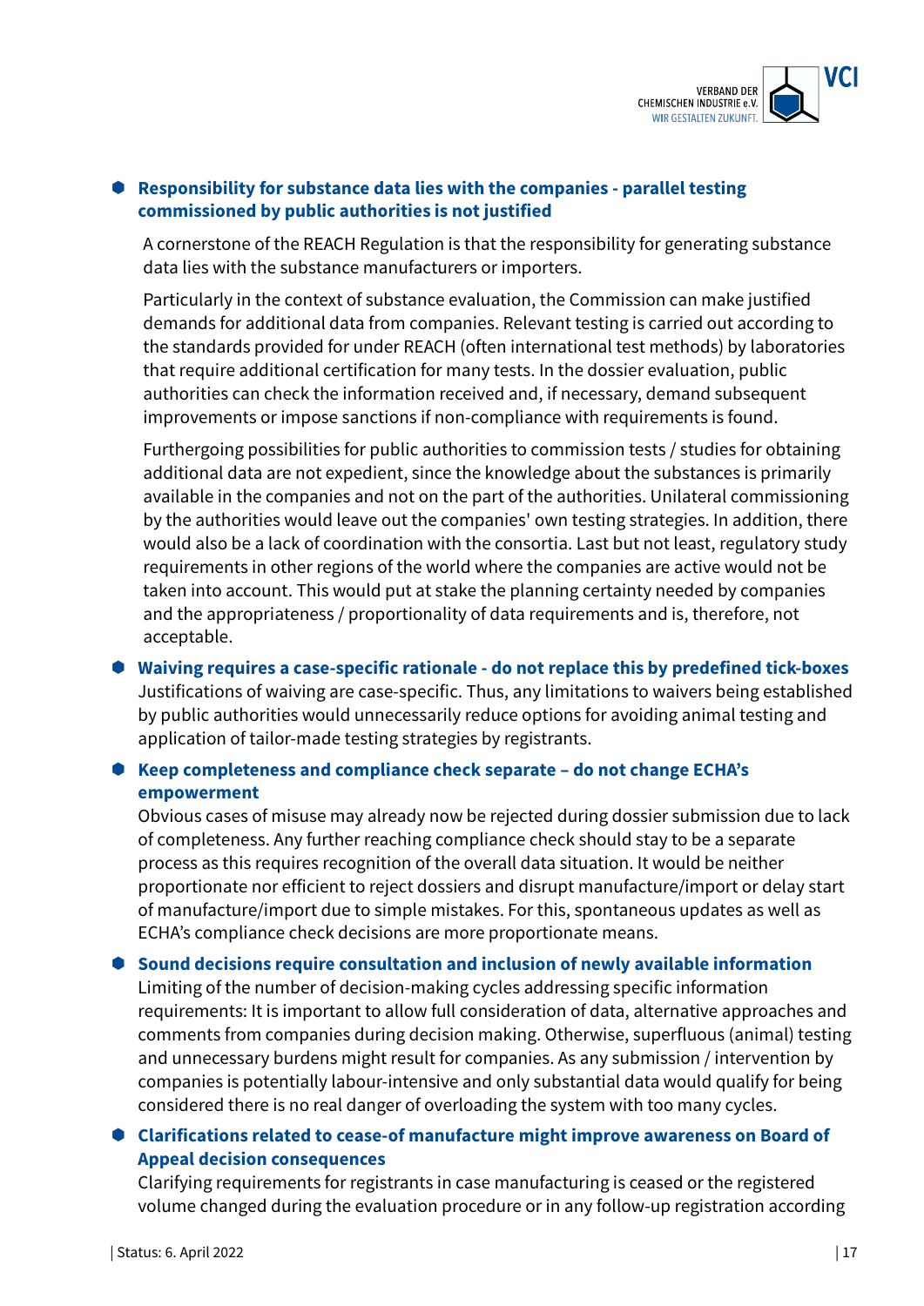- **Responsibility for substance data lies with the companies - parallel testing commissioned by public authorities is not justified**

  A cornerstone of the REACH Regulation is that the responsibility for generating substance data lies with the substance manufacturers or importers.

  Particularly in the context of substance evaluation, the Commission can make justified demands for additional data from companies. Relevant testing is carried out according to the standards provided for under REACH (often international test methods) by laboratories that require additional certification for many tests. In the dossier evaluation, public authorities can check the information received and, if necessary, demand subsequent improvements or impose sanctions if non-compliance with requirements is found.

  Furthergoing possibilities for public authorities to commission tests / studies for obtaining additional data are not expedient, since the knowledge about the substances is primarily available in the companies and not on the part of the authorities. Unilateral commissioning by the authorities would leave out the companies' own testing strategies. In addition, there would also be a lack of coordination with the consortia. Last but not least, regulatory study requirements in other regions of the world where the companies are active would not be taken into account. This would put at stake the planning certainty needed by companies and the appropriateness / proportionality of data requirements and is, therefore, not acceptable.

- **Waiving requires a case-specific rationale - do not replace this by predefined tick-boxes**
  Justifications of waiving are case-specific. Thus, any limitations to waivers being established by public authorities would unnecessarily reduce options for avoiding animal testing and application of tailor-made testing strategies by registrants.

- **Keep completeness and compliance check separate – do not change ECHA's empowerment**
  Obvious cases of misuse may already now be rejected during dossier submission due to lack of completeness. Any further reaching compliance check should stay to be a separate process as this requires recognition of the overall data situation. It would be neither proportionate nor efficient to reject dossiers and disrupt manufacture/import or delay start of manufacture/import due to simple mistakes. For this, spontaneous updates as well as ECHA's compliance check decisions are more proportionate means.

- **Sound decisions require consultation and inclusion of newly available information**
  Limiting of the number of decision-making cycles addressing specific information requirements: It is important to allow full consideration of data, alternative approaches and comments from companies during decision making. Otherwise, superfluous (animal) testing and unnecessary burdens might result for companies. As any submission / intervention by companies is potentially labour-intensive and only substantial data would qualify for being considered there is no real danger of overloading the system with too many cycles.

- **Clarifications related to cease-of manufacture might improve awareness on Board of Appeal decision consequences**
  Clarifying requirements for registrants in case manufacturing is ceased or the registered volume changed during the evaluation procedure or in any follow-up registration according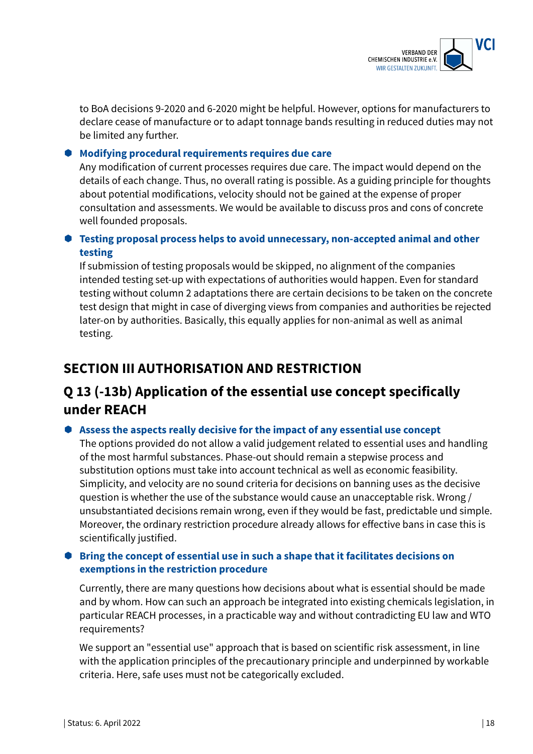to BoA decisions 9-2020 and 6-2020 might be helpful. However, options for manufacturers to declare cease of manufacture or to adapt tonnage bands resulting in reduced duties may not be limited any further.

- **Modifying procedural requirements requires due care**
  Any modification of current processes requires due care. The impact would depend on the details of each change. Thus, no overall rating is possible. As a guiding principle for thoughts about potential modifications, velocity should not be gained at the expense of proper consultation and assessments. We would be available to discuss pros and cons of concrete well founded proposals.

- **Testing proposal process helps to avoid unnecessary, non-accepted animal and other testing**
  If submission of testing proposals would be skipped, no alignment of the companies intended testing set-up with expectations of authorities would happen. Even for standard testing without column 2 adaptations there are certain decisions to be taken on the concrete test design that might in case of diverging views from companies and authorities be rejected later-on by authorities. Basically, this equally applies for non-animal as well as animal testing.

## SECTION III AUTHORISATION AND RESTRICTION

## Q 13 (-13b) Application of the essential use concept specifically under REACH

- **Assess the aspects really decisive for the impact of any essential use concept**
  The options provided do not allow a valid judgement related to essential uses and handling of the most harmful substances. Phase-out should remain a stepwise process and substitution options must take into account technical as well as economic feasibility. Simplicity, and velocity are no sound criteria for decisions on banning uses as the decisive question is whether the use of the substance would cause an unacceptable risk. Wrong / unsubstantiated decisions remain wrong, even if they would be fast, predictable und simple. Moreover, the ordinary restriction procedure already allows for effective bans in case this is scientifically justified.

- **Bring the concept of essential use in such a shape that it facilitates decisions on exemptions in the restriction procedure**

  Currently, there are many questions how decisions about what is essential should be made and by whom. How can such an approach be integrated into existing chemicals legislation, in particular REACH processes, in a practicable way and without contradicting EU law and WTO requirements?

  We support an "essential use" approach that is based on scientific risk assessment, in line with the application principles of the precautionary principle and underpinned by workable criteria. Here, safe uses must not be categorically excluded.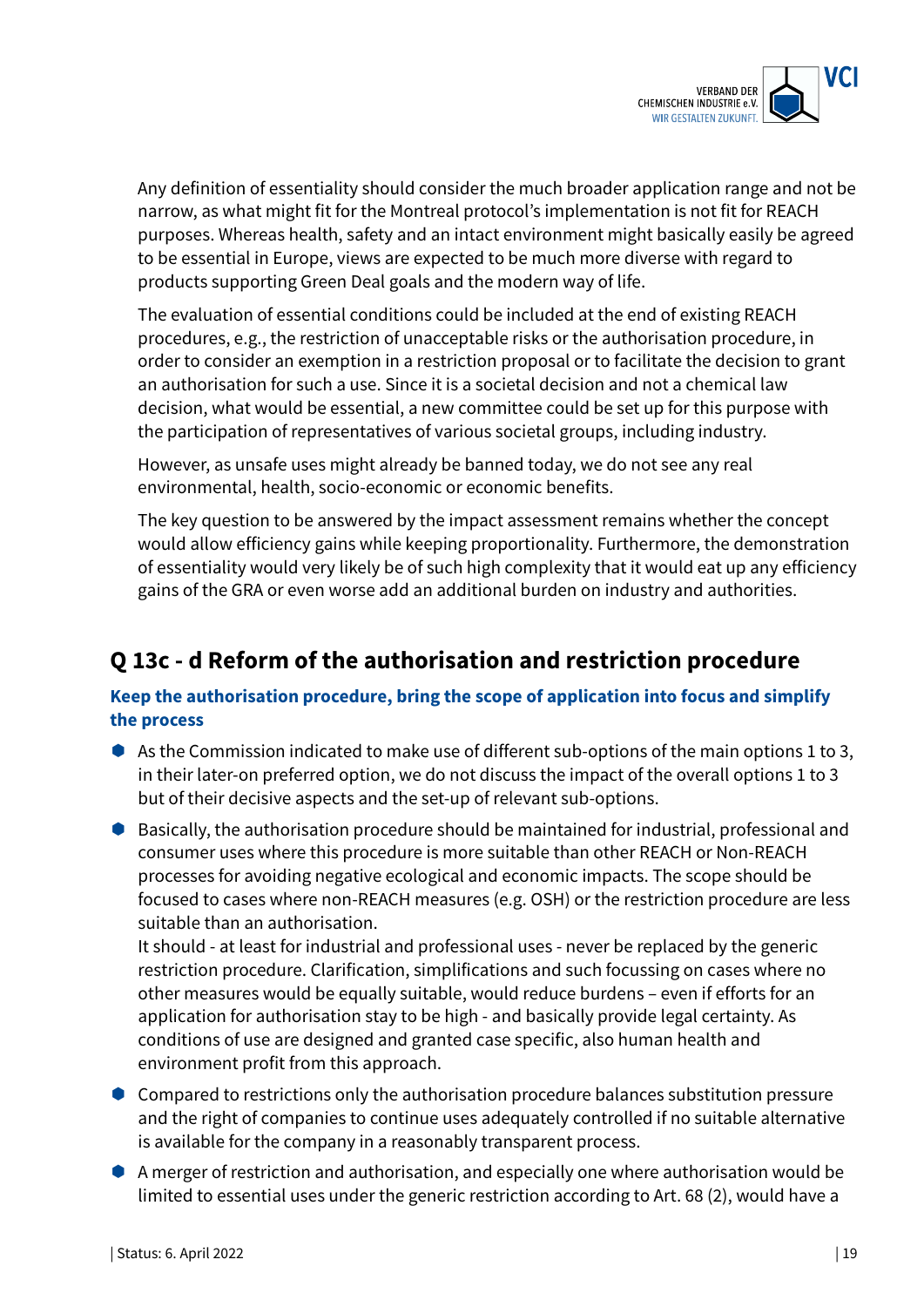Any definition of essentiality should consider the much broader application range and not be narrow, as what might fit for the Montreal protocol's implementation is not fit for REACH purposes. Whereas health, safety and an intact environment might basically easily be agreed to be essential in Europe, views are expected to be much more diverse with regard to products supporting Green Deal goals and the modern way of life.

The evaluation of essential conditions could be included at the end of existing REACH procedures, e.g., the restriction of unacceptable risks or the authorisation procedure, in order to consider an exemption in a restriction proposal or to facilitate the decision to grant an authorisation for such a use. Since it is a societal decision and not a chemical law decision, what would be essential, a new committee could be set up for this purpose with the participation of representatives of various societal groups, including industry.

However, as unsafe uses might already be banned today, we do not see any real environmental, health, socio-economic or economic benefits.

The key question to be answered by the impact assessment remains whether the concept would allow efficiency gains while keeping proportionality. Furthermore, the demonstration of essentiality would very likely be of such high complexity that it would eat up any efficiency gains of the GRA or even worse add an additional burden on industry and authorities.

## Q 13c - d Reform of the authorisation and restriction procedure

### Keep the authorisation procedure, bring the scope of application into focus and simplify the process

- As the Commission indicated to make use of different sub-options of the main options 1 to 3, in their later-on preferred option, we do not discuss the impact of the overall options 1 to 3 but of their decisive aspects and the set-up of relevant sub-options.
- Basically, the authorisation procedure should be maintained for industrial, professional and consumer uses where this procedure is more suitable than other REACH or Non-REACH processes for avoiding negative ecological and economic impacts. The scope should be focused to cases where non-REACH measures (e.g. OSH) or the restriction procedure are less suitable than an authorisation.
  It should - at least for industrial and professional uses - never be replaced by the generic restriction procedure. Clarification, simplifications and such focussing on cases where no other measures would be equally suitable, would reduce burdens – even if efforts for an application for authorisation stay to be high - and basically provide legal certainty. As conditions of use are designed and granted case specific, also human health and environment profit from this approach.
- Compared to restrictions only the authorisation procedure balances substitution pressure and the right of companies to continue uses adequately controlled if no suitable alternative is available for the company in a reasonably transparent process.
- A merger of restriction and authorisation, and especially one where authorisation would be limited to essential uses under the generic restriction according to Art. 68 (2), would have a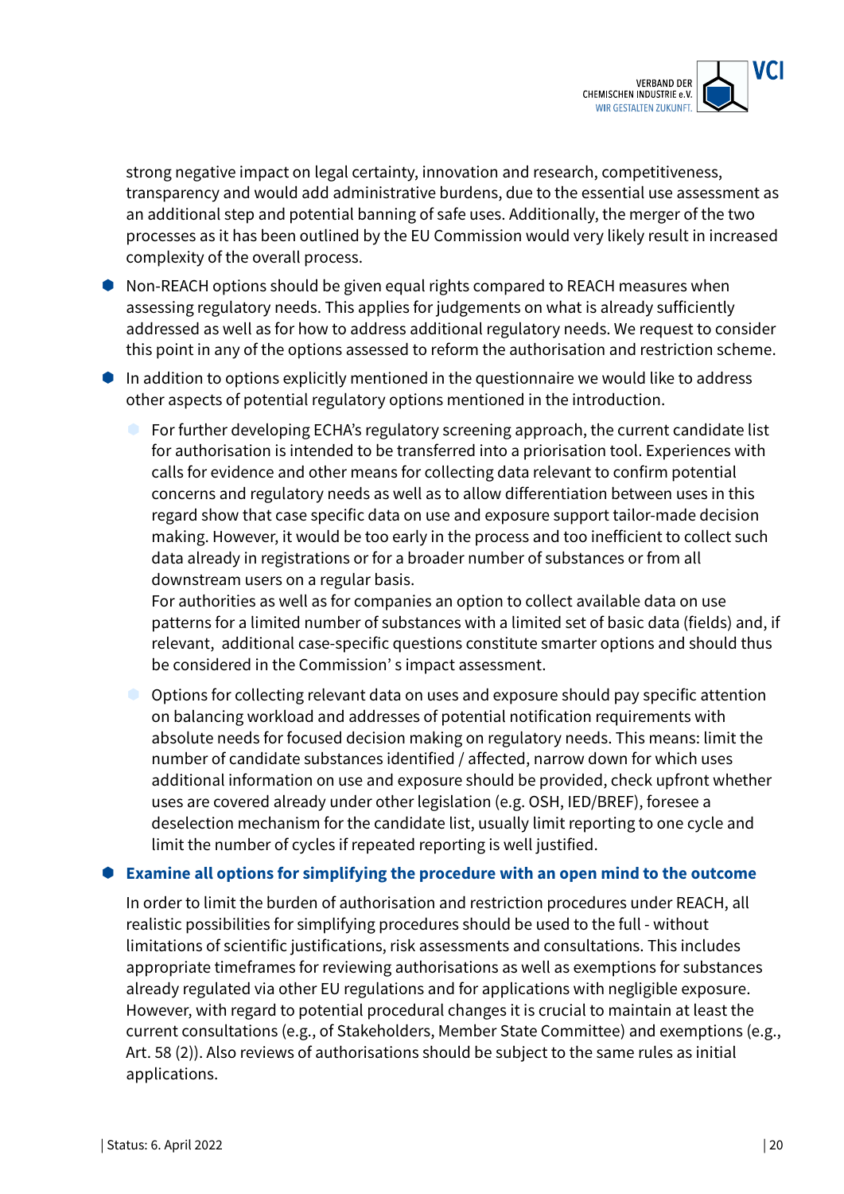strong negative impact on legal certainty, innovation and research, competitiveness, transparency and would add administrative burdens, due to the essential use assessment as an additional step and potential banning of safe uses. Additionally, the merger of the two processes as it has been outlined by the EU Commission would very likely result in increased complexity of the overall process.

- Non-REACH options should be given equal rights compared to REACH measures when assessing regulatory needs. This applies for judgements on what is already sufficiently addressed as well as for how to address additional regulatory needs. We request to consider this point in any of the options assessed to reform the authorisation and restriction scheme.
- In addition to options explicitly mentioned in the questionnaire we would like to address other aspects of potential regulatory options mentioned in the introduction.
  - For further developing ECHA's regulatory screening approach, the current candidate list for authorisation is intended to be transferred into a priorisation tool. Experiences with calls for evidence and other means for collecting data relevant to confirm potential concerns and regulatory needs as well as to allow differentiation between uses in this regard show that case specific data on use and exposure support tailor-made decision making. However, it would be too early in the process and too inefficient to collect such data already in registrations or for a broader number of substances or from all downstream users on a regular basis.
    For authorities as well as for companies an option to collect available data on use patterns for a limited number of substances with a limited set of basic data (fields) and, if relevant, additional case-specific questions constitute smarter options and should thus be considered in the Commission' s impact assessment.
  - Options for collecting relevant data on uses and exposure should pay specific attention on balancing workload and addresses of potential notification requirements with absolute needs for focused decision making on regulatory needs. This means: limit the number of candidate substances identified / affected, narrow down for which uses additional information on use and exposure should be provided, check upfront whether uses are covered already under other legislation (e.g. OSH, IED/BREF), foresee a deselection mechanism for the candidate list, usually limit reporting to one cycle and limit the number of cycles if repeated reporting is well justified.
- **Examine all options for simplifying the procedure with an open mind to the outcome**

  In order to limit the burden of authorisation and restriction procedures under REACH, all realistic possibilities for simplifying procedures should be used to the full - without limitations of scientific justifications, risk assessments and consultations. This includes appropriate timeframes for reviewing authorisations as well as exemptions for substances already regulated via other EU regulations and for applications with negligible exposure. However, with regard to potential procedural changes it is crucial to maintain at least the current consultations (e.g., of Stakeholders, Member State Committee) and exemptions (e.g., Art. 58 (2)). Also reviews of authorisations should be subject to the same rules as initial applications.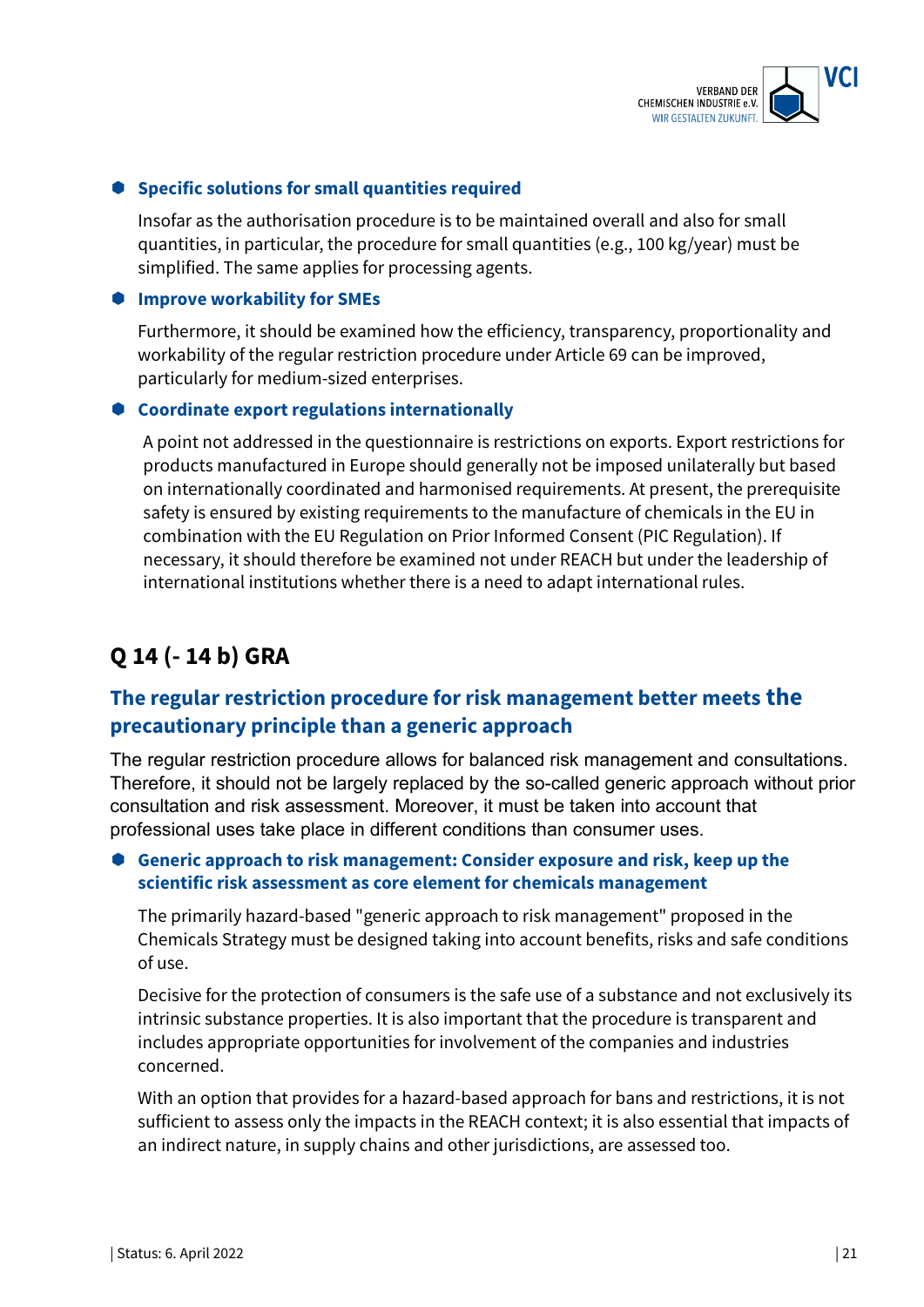- **Specific solutions for small quantities required**

  Insofar as the authorisation procedure is to be maintained overall and also for small quantities, in particular, the procedure for small quantities (e.g., 100 kg/year) must be simplified. The same applies for processing agents.

- **Improve workability for SMEs**

  Furthermore, it should be examined how the efficiency, transparency, proportionality and workability of the regular restriction procedure under Article 69 can be improved, particularly for medium-sized enterprises.

- **Coordinate export regulations internationally**

  A point not addressed in the questionnaire is restrictions on exports. Export restrictions for products manufactured in Europe should generally not be imposed unilaterally but based on internationally coordinated and harmonised requirements. At present, the prerequisite safety is ensured by existing requirements to the manufacture of chemicals in the EU in combination with the EU Regulation on Prior Informed Consent (PIC Regulation). If necessary, it should therefore be examined not under REACH but under the leadership of international institutions whether there is a need to adapt international rules.

## Q 14 (- 14 b) GRA

### The regular restriction procedure for risk management better meets the precautionary principle than a generic approach

The regular restriction procedure allows for balanced risk management and consultations. Therefore, it should not be largely replaced by the so-called generic approach without prior consultation and risk assessment. Moreover, it must be taken into account that professional uses take place in different conditions than consumer uses.

- **Generic approach to risk management: Consider exposure and risk, keep up the scientific risk assessment as core element for chemicals management**

  The primarily hazard-based "generic approach to risk management" proposed in the Chemicals Strategy must be designed taking into account benefits, risks and safe conditions of use.

  Decisive for the protection of consumers is the safe use of a substance and not exclusively its intrinsic substance properties. It is also important that the procedure is transparent and includes appropriate opportunities for involvement of the companies and industries concerned.

  With an option that provides for a hazard-based approach for bans and restrictions, it is not sufficient to assess only the impacts in the REACH context; it is also essential that impacts of an indirect nature, in supply chains and other jurisdictions, are assessed too.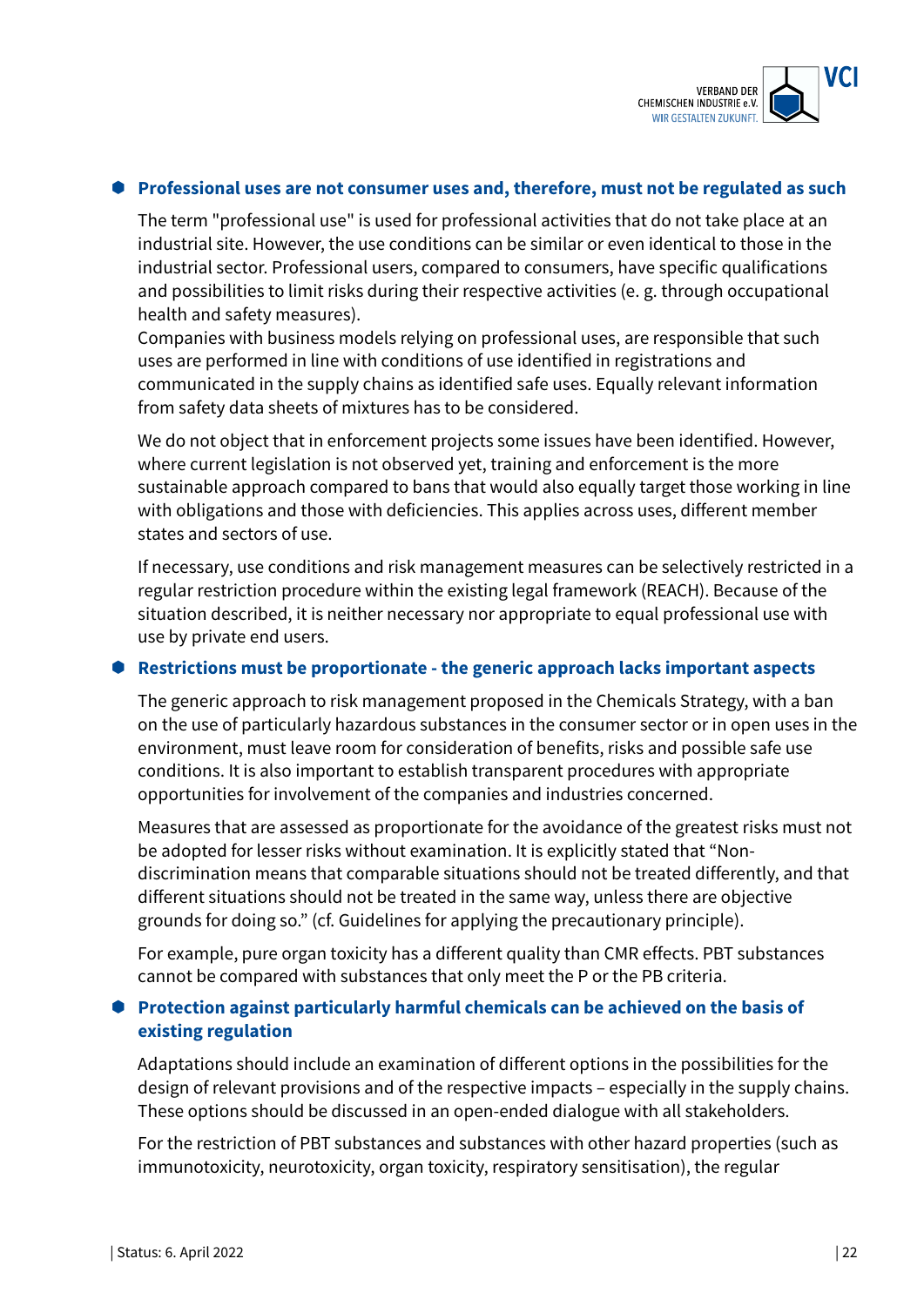- **Professional uses are not consumer uses and, therefore, must not be regulated as such**

  The term "professional use" is used for professional activities that do not take place at an industrial site. However, the use conditions can be similar or even identical to those in the industrial sector. Professional users, compared to consumers, have specific qualifications and possibilities to limit risks during their respective activities (e. g. through occupational health and safety measures).
  Companies with business models relying on professional uses, are responsible that such uses are performed in line with conditions of use identified in registrations and communicated in the supply chains as identified safe uses. Equally relevant information from safety data sheets of mixtures has to be considered.

  We do not object that in enforcement projects some issues have been identified. However, where current legislation is not observed yet, training and enforcement is the more sustainable approach compared to bans that would also equally target those working in line with obligations and those with deficiencies. This applies across uses, different member states and sectors of use.

  If necessary, use conditions and risk management measures can be selectively restricted in a regular restriction procedure within the existing legal framework (REACH). Because of the situation described, it is neither necessary nor appropriate to equal professional use with use by private end users.

- **Restrictions must be proportionate - the generic approach lacks important aspects**

  The generic approach to risk management proposed in the Chemicals Strategy, with a ban on the use of particularly hazardous substances in the consumer sector or in open uses in the environment, must leave room for consideration of benefits, risks and possible safe use conditions. It is also important to establish transparent procedures with appropriate opportunities for involvement of the companies and industries concerned.

  Measures that are assessed as proportionate for the avoidance of the greatest risks must not be adopted for lesser risks without examination. It is explicitly stated that "Non-discrimination means that comparable situations should not be treated differently, and that different situations should not be treated in the same way, unless there are objective grounds for doing so." (cf. Guidelines for applying the precautionary principle).

  For example, pure organ toxicity has a different quality than CMR effects. PBT substances cannot be compared with substances that only meet the P or the PB criteria.

- **Protection against particularly harmful chemicals can be achieved on the basis of existing regulation**

  Adaptations should include an examination of different options in the possibilities for the design of relevant provisions and of the respective impacts – especially in the supply chains. These options should be discussed in an open-ended dialogue with all stakeholders.

  For the restriction of PBT substances and substances with other hazard properties (such as immunotoxicity, neurotoxicity, organ toxicity, respiratory sensitisation), the regular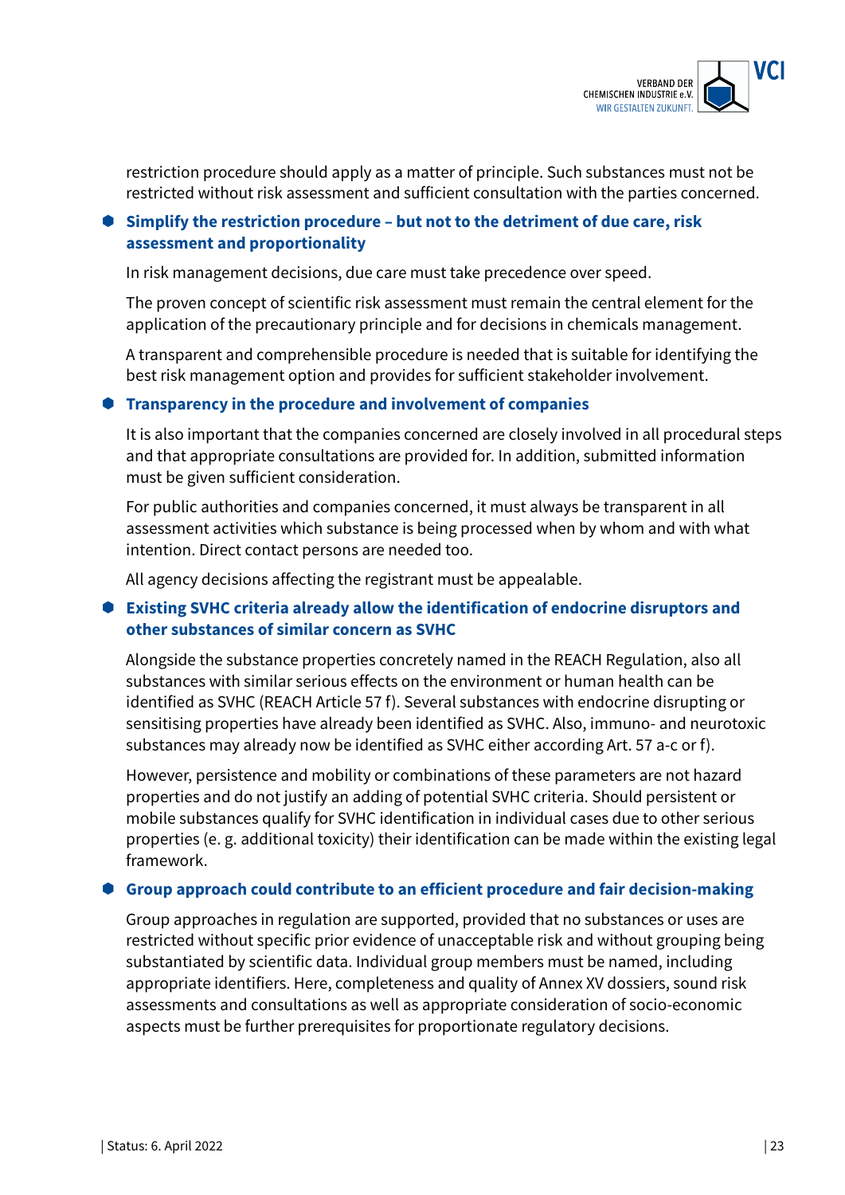restriction procedure should apply as a matter of principle. Such substances must not be restricted without risk assessment and sufficient consultation with the parties concerned.

- **Simplify the restriction procedure – but not to the detriment of due care, risk assessment and proportionality**

  In risk management decisions, due care must take precedence over speed.

  The proven concept of scientific risk assessment must remain the central element for the application of the precautionary principle and for decisions in chemicals management.

  A transparent and comprehensible procedure is needed that is suitable for identifying the best risk management option and provides for sufficient stakeholder involvement.

- **Transparency in the procedure and involvement of companies**

  It is also important that the companies concerned are closely involved in all procedural steps and that appropriate consultations are provided for. In addition, submitted information must be given sufficient consideration.

  For public authorities and companies concerned, it must always be transparent in all assessment activities which substance is being processed when by whom and with what intention. Direct contact persons are needed too.

  All agency decisions affecting the registrant must be appealable.

- **Existing SVHC criteria already allow the identification of endocrine disruptors and other substances of similar concern as SVHC**

  Alongside the substance properties concretely named in the REACH Regulation, also all substances with similar serious effects on the environment or human health can be identified as SVHC (REACH Article 57 f). Several substances with endocrine disrupting or sensitising properties have already been identified as SVHC. Also, immuno- and neurotoxic substances may already now be identified as SVHC either according Art. 57 a-c or f).

  However, persistence and mobility or combinations of these parameters are not hazard properties and do not justify an adding of potential SVHC criteria. Should persistent or mobile substances qualify for SVHC identification in individual cases due to other serious properties (e. g. additional toxicity) their identification can be made within the existing legal framework.

- **Group approach could contribute to an efficient procedure and fair decision-making**

  Group approaches in regulation are supported, provided that no substances or uses are restricted without specific prior evidence of unacceptable risk and without grouping being substantiated by scientific data. Individual group members must be named, including appropriate identifiers. Here, completeness and quality of Annex XV dossiers, sound risk assessments and consultations as well as appropriate consideration of socio-economic aspects must be further prerequisites for proportionate regulatory decisions.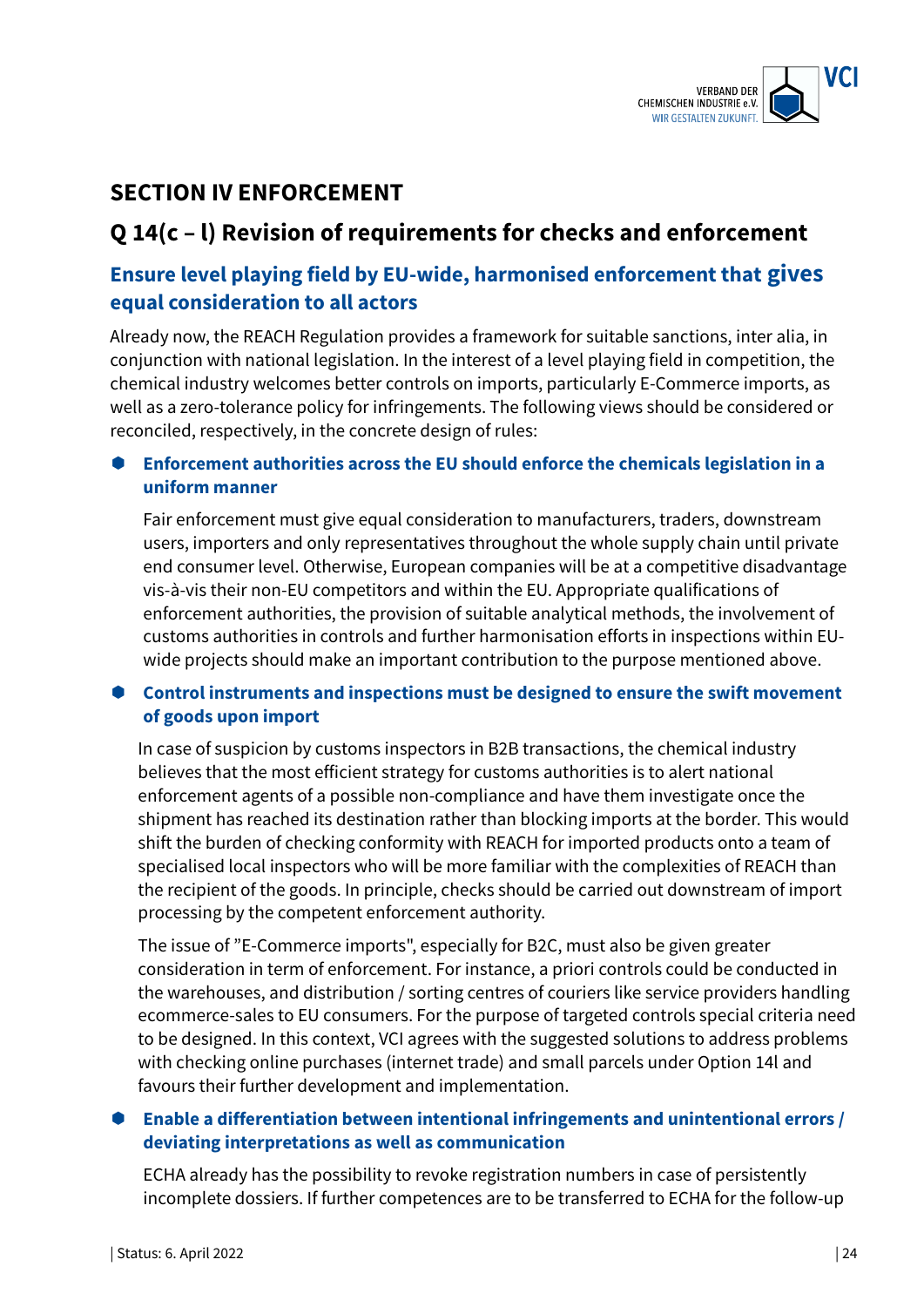## SECTION IV ENFORCEMENT

## Q 14(c – l) Revision of requirements for checks and enforcement

### Ensure level playing field by EU-wide, harmonised enforcement that gives equal consideration to all actors

Already now, the REACH Regulation provides a framework for suitable sanctions, inter alia, in conjunction with national legislation. In the interest of a level playing field in competition, the chemical industry welcomes better controls on imports, particularly E-Commerce imports, as well as a zero-tolerance policy for infringements. The following views should be considered or reconciled, respectively, in the concrete design of rules:

- **Enforcement authorities across the EU should enforce the chemicals legislation in a uniform manner**

  Fair enforcement must give equal consideration to manufacturers, traders, downstream users, importers and only representatives throughout the whole supply chain until private end consumer level. Otherwise, European companies will be at a competitive disadvantage vis-à-vis their non-EU competitors and within the EU. Appropriate qualifications of enforcement authorities, the provision of suitable analytical methods, the involvement of customs authorities in controls and further harmonisation efforts in inspections within EU-wide projects should make an important contribution to the purpose mentioned above.

- **Control instruments and inspections must be designed to ensure the swift movement of goods upon import**

  In case of suspicion by customs inspectors in B2B transactions, the chemical industry believes that the most efficient strategy for customs authorities is to alert national enforcement agents of a possible non-compliance and have them investigate once the shipment has reached its destination rather than blocking imports at the border. This would shift the burden of checking conformity with REACH for imported products onto a team of specialised local inspectors who will be more familiar with the complexities of REACH than the recipient of the goods. In principle, checks should be carried out downstream of import processing by the competent enforcement authority.

  The issue of "E-Commerce imports", especially for B2C, must also be given greater consideration in term of enforcement. For instance, a priori controls could be conducted in the warehouses, and distribution / sorting centres of couriers like service providers handling ecommerce-sales to EU consumers. For the purpose of targeted controls special criteria need to be designed. In this context, VCI agrees with the suggested solutions to address problems with checking online purchases (internet trade) and small parcels under Option 14l and favours their further development and implementation.

- **Enable a differentiation between intentional infringements and unintentional errors / deviating interpretations as well as communication**

  ECHA already has the possibility to revoke registration numbers in case of persistently incomplete dossiers. If further competences are to be transferred to ECHA for the follow-up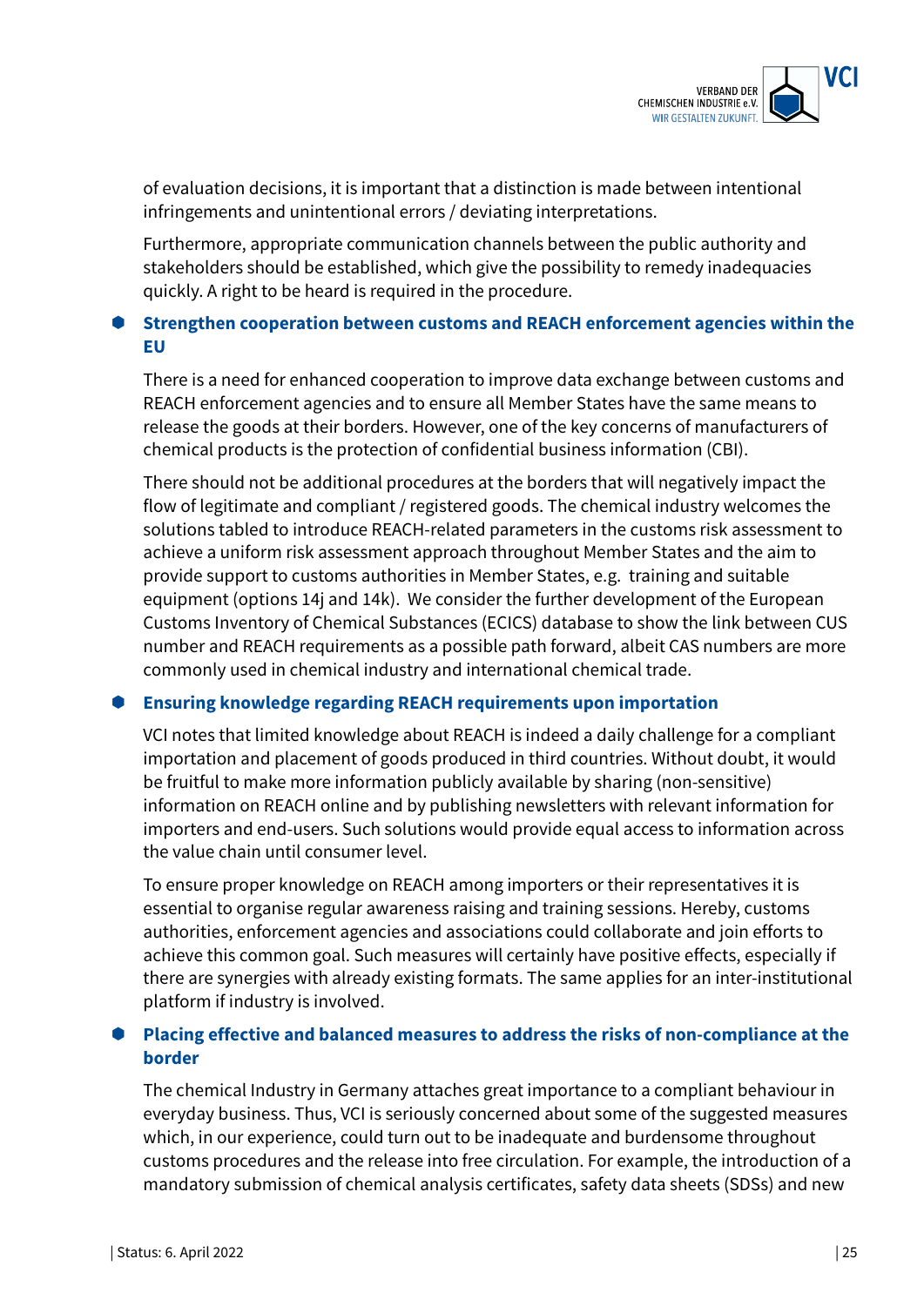of evaluation decisions, it is important that a distinction is made between intentional infringements and unintentional errors / deviating interpretations.

Furthermore, appropriate communication channels between the public authority and stakeholders should be established, which give the possibility to remedy inadequacies quickly. A right to be heard is required in the procedure.

- **Strengthen cooperation between customs and REACH enforcement agencies within the EU**

  There is a need for enhanced cooperation to improve data exchange between customs and REACH enforcement agencies and to ensure all Member States have the same means to release the goods at their borders. However, one of the key concerns of manufacturers of chemical products is the protection of confidential business information (CBI).

  There should not be additional procedures at the borders that will negatively impact the flow of legitimate and compliant / registered goods. The chemical industry welcomes the solutions tabled to introduce REACH-related parameters in the customs risk assessment to achieve a uniform risk assessment approach throughout Member States and the aim to provide support to customs authorities in Member States, e.g. training and suitable equipment (options 14j and 14k). We consider the further development of the European Customs Inventory of Chemical Substances (ECICS) database to show the link between CUS number and REACH requirements as a possible path forward, albeit CAS numbers are more commonly used in chemical industry and international chemical trade.

- **Ensuring knowledge regarding REACH requirements upon importation**

  VCI notes that limited knowledge about REACH is indeed a daily challenge for a compliant importation and placement of goods produced in third countries. Without doubt, it would be fruitful to make more information publicly available by sharing (non-sensitive) information on REACH online and by publishing newsletters with relevant information for importers and end-users. Such solutions would provide equal access to information across the value chain until consumer level.

  To ensure proper knowledge on REACH among importers or their representatives it is essential to organise regular awareness raising and training sessions. Hereby, customs authorities, enforcement agencies and associations could collaborate and join efforts to achieve this common goal. Such measures will certainly have positive effects, especially if there are synergies with already existing formats. The same applies for an inter-institutional platform if industry is involved.

- **Placing effective and balanced measures to address the risks of non-compliance at the border**

  The chemical Industry in Germany attaches great importance to a compliant behaviour in everyday business. Thus, VCI is seriously concerned about some of the suggested measures which, in our experience, could turn out to be inadequate and burdensome throughout customs procedures and the release into free circulation. For example, the introduction of a mandatory submission of chemical analysis certificates, safety data sheets (SDSs) and new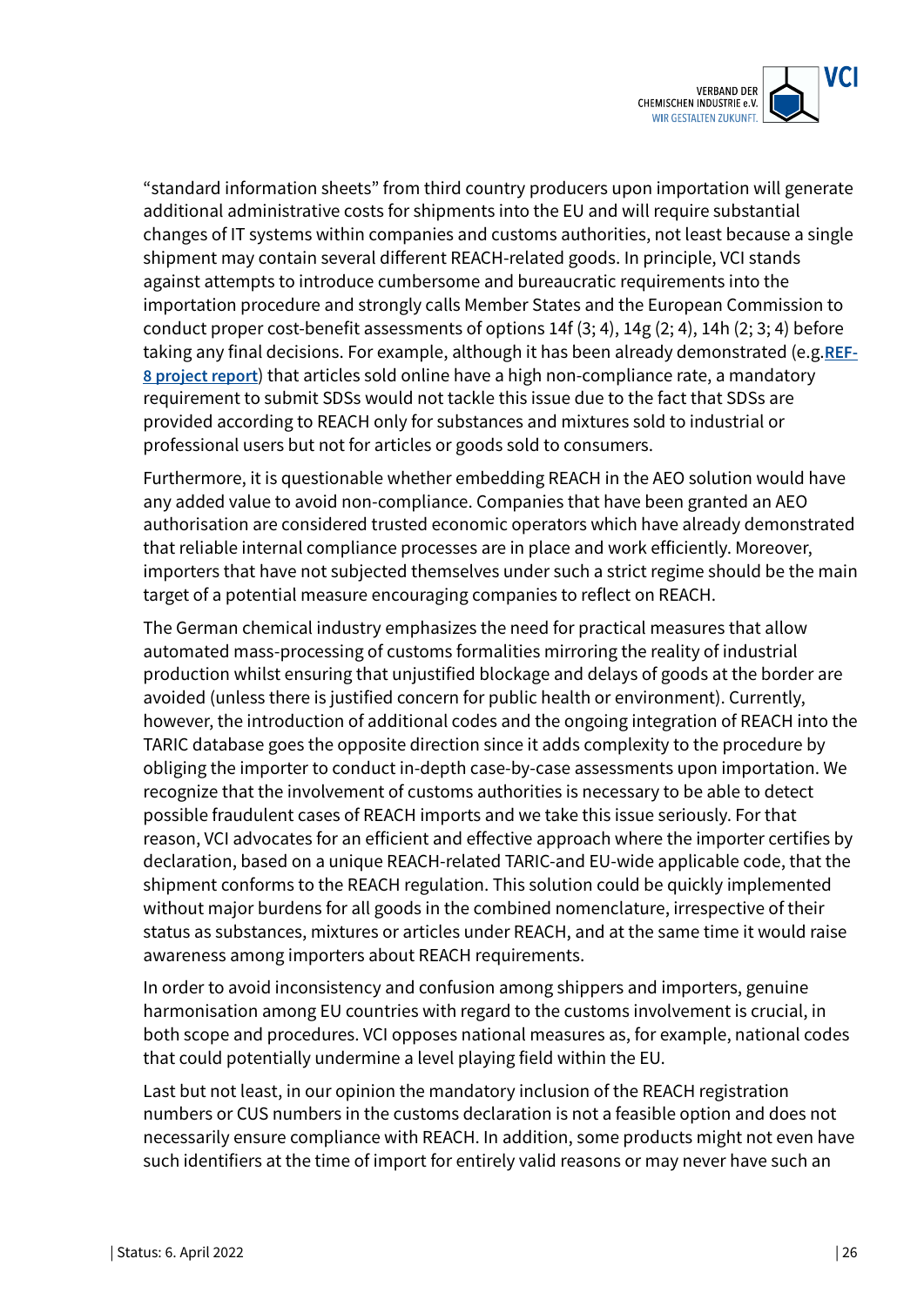"standard information sheets" from third country producers upon importation will generate additional administrative costs for shipments into the EU and will require substantial changes of IT systems within companies and customs authorities, not least because a single shipment may contain several different REACH-related goods. In principle, VCI stands against attempts to introduce cumbersome and bureaucratic requirements into the importation procedure and strongly calls Member States and the European Commission to conduct proper cost-benefit assessments of options 14f (3; 4), 14g (2; 4), 14h (2; 3; 4) before taking any final decisions. For example, although it has been already demonstrated (e.g. **REF-8 project report**) that articles sold online have a high non-compliance rate, a mandatory requirement to submit SDSs would not tackle this issue due to the fact that SDSs are provided according to REACH only for substances and mixtures sold to industrial or professional users but not for articles or goods sold to consumers.

Furthermore, it is questionable whether embedding REACH in the AEO solution would have any added value to avoid non-compliance. Companies that have been granted an AEO authorisation are considered trusted economic operators which have already demonstrated that reliable internal compliance processes are in place and work efficiently. Moreover, importers that have not subjected themselves under such a strict regime should be the main target of a potential measure encouraging companies to reflect on REACH.

The German chemical industry emphasizes the need for practical measures that allow automated mass-processing of customs formalities mirroring the reality of industrial production whilst ensuring that unjustified blockage and delays of goods at the border are avoided (unless there is justified concern for public health or environment). Currently, however, the introduction of additional codes and the ongoing integration of REACH into the TARIC database goes the opposite direction since it adds complexity to the procedure by obliging the importer to conduct in-depth case-by-case assessments upon importation. We recognize that the involvement of customs authorities is necessary to be able to detect possible fraudulent cases of REACH imports and we take this issue seriously. For that reason, VCI advocates for an efficient and effective approach where the importer certifies by declaration, based on a unique REACH-related TARIC-and EU-wide applicable code, that the shipment conforms to the REACH regulation. This solution could be quickly implemented without major burdens for all goods in the combined nomenclature, irrespective of their status as substances, mixtures or articles under REACH, and at the same time it would raise awareness among importers about REACH requirements.

In order to avoid inconsistency and confusion among shippers and importers, genuine harmonisation among EU countries with regard to the customs involvement is crucial, in both scope and procedures. VCI opposes national measures as, for example, national codes that could potentially undermine a level playing field within the EU.

Last but not least, in our opinion the mandatory inclusion of the REACH registration numbers or CUS numbers in the customs declaration is not a feasible option and does not necessarily ensure compliance with REACH. In addition, some products might not even have such identifiers at the time of import for entirely valid reasons or may never have such an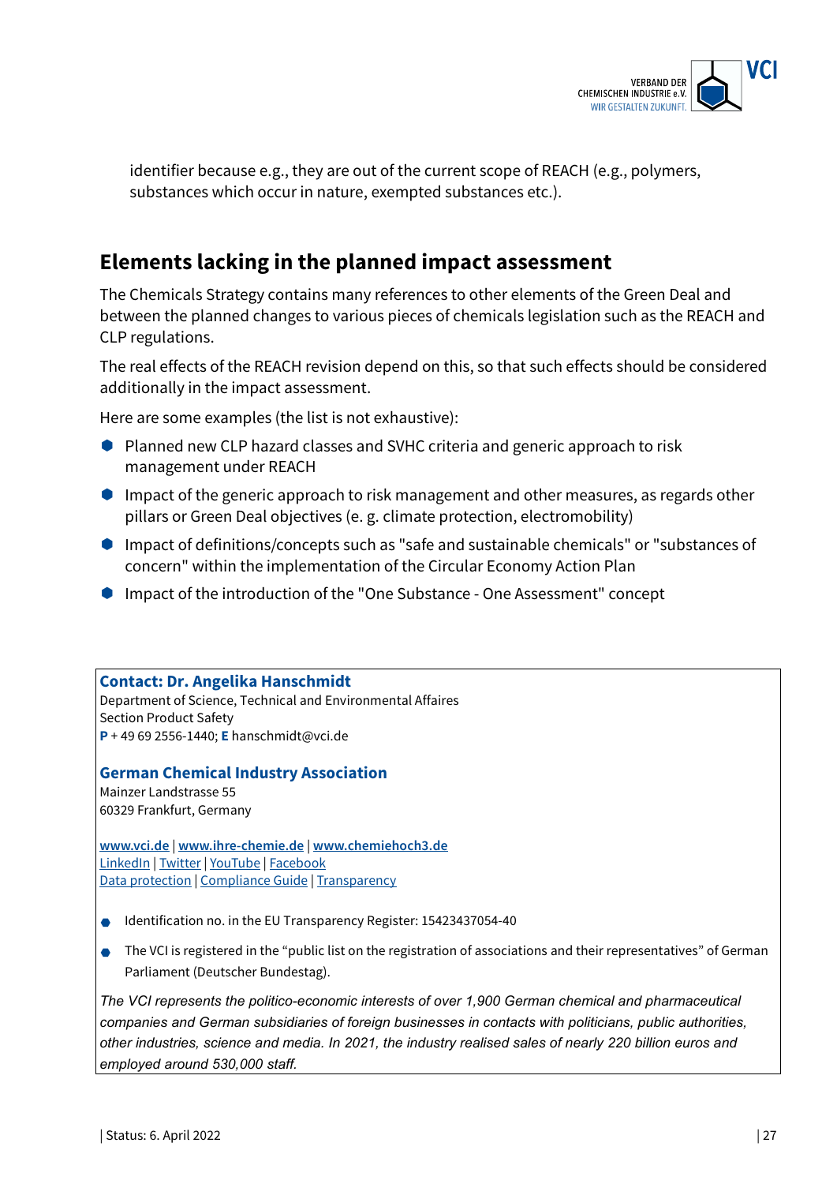identifier because e.g., they are out of the current scope of REACH (e.g., polymers, substances which occur in nature, exempted substances etc.).

## Elements lacking in the planned impact assessment

The Chemicals Strategy contains many references to other elements of the Green Deal and between the planned changes to various pieces of chemicals legislation such as the REACH and CLP regulations.

The real effects of the REACH revision depend on this, so that such effects should be considered additionally in the impact assessment.

Here are some examples (the list is not exhaustive):

- Planned new CLP hazard classes and SVHC criteria and generic approach to risk management under REACH
- Impact of the generic approach to risk management and other measures, as regards other pillars or Green Deal objectives (e. g. climate protection, electromobility)
- Impact of definitions/concepts such as "safe and sustainable chemicals" or "substances of concern" within the implementation of the Circular Economy Action Plan
- Impact of the introduction of the "One Substance - One Assessment" concept

**Contact: Dr. Angelika Hanschmidt**
Department of Science, Technical and Environmental Affaires
Section Product Safety
**P** + 49 69 2556-1440; **E** hanschmidt@vci.de

**German Chemical Industry Association**
Mainzer Landstrasse 55
60329 Frankfurt, Germany

www.vci.de | www.ihre-chemie.de | www.chemiehoch3.de
LinkedIn | Twitter | YouTube | Facebook
Data protection | Compliance Guide | Transparency

- Identification no. in the EU Transparency Register: 15423437054-40
- The VCI is registered in the “public list on the registration of associations and their representatives” of German Parliament (Deutscher Bundestag).

*The VCI represents the politico-economic interests of over 1,900 German chemical and pharmaceutical companies and German subsidiaries of foreign businesses in contacts with politicians, public authorities, other industries, science and media. In 2021, the industry realised sales of nearly 220 billion euros and employed around 530,000 staff.*

| Status: 6. April 2022